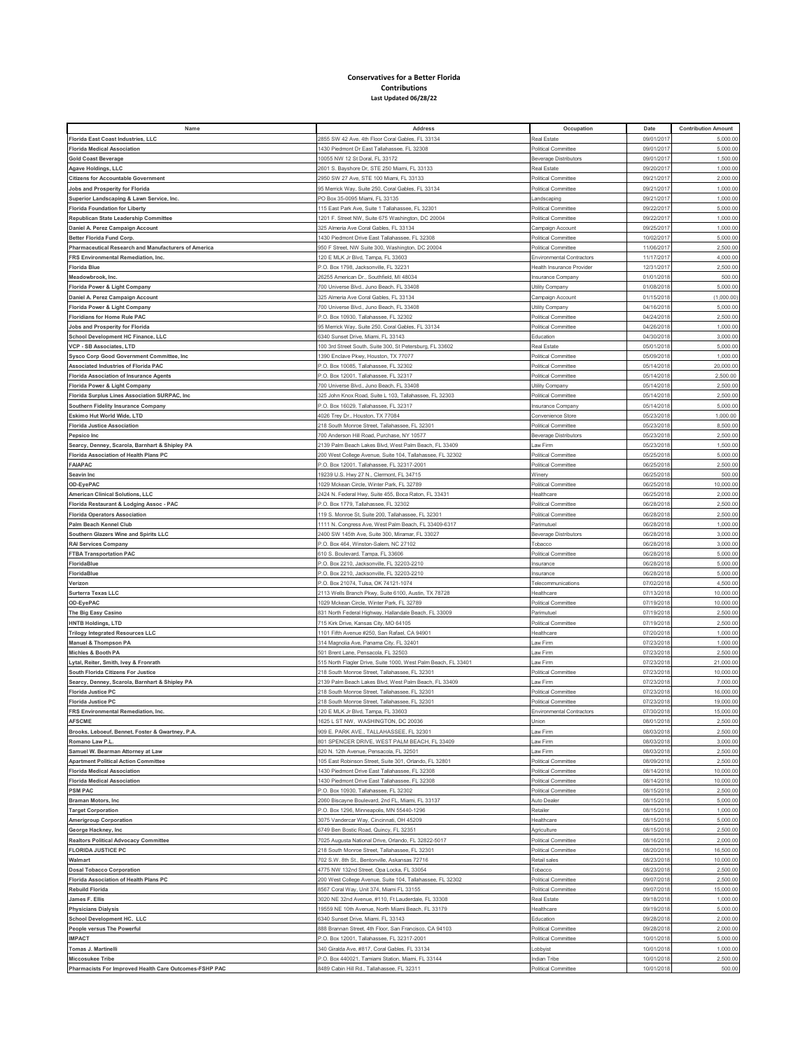**Conservatives for a Better Florida**
**Contributions**
**Last Updated 06/28/22**

| Name | Address | Occupation | Date | Contribution Amount |
|---|---|---|---|---|
| Florida East Coast Industries, LLC | 2855 SW 42 Ave, 4th Floor Coral Gables, FL 33134 | Real Estate | 09/01/2017 | 5,000.00 |
| Florida Medical Association | 1430 Piedmont Dr East Tallahassee, FL 32308 | Political Committee | 09/01/2017 | 5,000.00 |
| Gold Coast Beverage | 10055 NW 12 St Doral, FL 33172 | Beverage Distributors | 09/01/2017 | 1,500.00 |
| Agave Holdings, LLC | 2601 S. Bayshore Dr, STE 250 Miami, FL 33133 | Real Estate | 09/20/2017 | 1,000.00 |
| Citizens for Accountable Government | 2950 SW 27 Ave, STE 100 Miami, FL 33133 | Political Committee | 09/21/2017 | 2,000.00 |
| Jobs and Prosperity for Florida | 95 Merrick Way, Suite 250, Coral Gables, FL 33134 | Political Committee | 09/21/2017 | 1,000.00 |
| Superior Landscaping & Lawn Service, Inc. | PO Box 35-0095 Miami, FL 33135 | Landscaping | 09/21/2017 | 1,000.00 |
| Florida Foundation for Liberty | 115 East Park Ave, Suite 1 Tallahassee, FL 32301 | Political Committee | 09/22/2017 | 5,000.00 |
| Republican State Leadership Committee | 1201 F. Street NW, Suite 675 Washington, DC 20004 | Political Committee | 09/22/2017 | 1,000.00 |
| Daniel A. Perez Campaign Account | 325 Almeria Ave Coral Gables, FL 33134 | Campaign Account | 09/25/2017 | 1,000.00 |
| Better Florida Fund Corp. | 1430 Piedmont Drive East Tallahassee, FL 32308 | Political Committee | 10/02/2017 | 5,000.00 |
| Pharmaceutical Research and Manufacturers of America | 950 F Street, NW Suite 300, Washington, DC 20004 | Political Committee | 11/06/2017 | 2,500.00 |
| FRS Environmental Remediation, Inc. | 120 E MLK Jr Blvd, Tampa, FL 33603 | Environmental Contractors | 11/17/2017 | 4,000.00 |
| Florida Blue | P.O. Box 1798, Jacksonville, FL 32231 | Health Insurance Provider | 12/31/2017 | 2,500.00 |
| Meadowbrook, Inc. | 26255 American Dr., Southfield, MI 48034 | Insurance Company | 01/01/2018 | 500.00 |
| Florida Power & Light Company | 700 Universe Blvd., Juno Beach, FL 33408 | Utility Company | 01/08/2018 | 5,000.00 |
| Daniel A. Perez Campaign Account | 325 Almeria Ave Coral Gables, FL 33134 | Campaign Account | 01/15/2018 | (1,000.00) |
| Florida Power & Light Company | 700 Universe Blvd., Juno Beach, FL 33408 | Utility Company | 04/16/2018 | 5,000.00 |
| Floridians for Home Rule PAC | P.O. Box 10930, Tallahassee, FL 32302 | Political Committee | 04/24/2018 | 2,500.00 |
| Jobs and Prosperity for Florida | 95 Merrick Way, Suite 250, Coral Gables, FL 33134 | Political Committee | 04/26/2018 | 1,000.00 |
| School Development HC Finance, LLC | 6340 Sunset Drive, Miami, FL 33143 | Education | 04/30/2018 | 3,000.00 |
| VCP - SB Associates, LTD | 100 3rd Street South, Suite 300, St Petersburg, FL 33602 | Real Estate | 05/01/2018 | 5,000.00 |
| Sysco Corp Good Government Committee, Inc | 1390 Enclave Pkwy, Houston, TX 77077 | Political Committee | 05/09/2018 | 1,000.00 |
| Associated Industries of Florida PAC | P.O. Box 10085, Tallahassee, FL 32302 | Political Committee | 05/14/2018 | 20,000.00 |
| Florida Association of Insurance Agents | P.O. Box 12001, Tallahassee, FL 32317 | Political Committee | 05/14/2018 | 2,500.00 |
| Florida Power & Light Company | 700 Universe Blvd., Juno Beach, FL 33408 | Utility Company | 05/14/2018 | 2,500.00 |
| Florida Surplus Lines Association SURPAC, Inc | 325 John Knox Road, Suite L 103, Tallahassee, FL 32303 | Political Committee | 05/14/2018 | 2,500.00 |
| Southern Fidelity Insurance Company | P.O. Box 16029, Tallahassee, FL 32317 | Insurance Company | 05/14/2018 | 5,000.00 |
| Eskimo Hut World Wide, LTD | 4026 Trey Dr., Houston, TX 77084 | Convenience Store | 05/23/2018 | 1,000.00 |
| Florida Justice Association | 218 South Monroe Street, Tallahassee, FL 32301 | Political Committee | 05/23/2018 | 8,500.00 |
| Pepsico Inc | 700 Anderson Hill Road, Purchase, NY 10577 | Beverage Distributors | 05/23/2018 | 2,500.00 |
| Searcy, Denney, Scarola, Barnhart & Shipley PA | 2139 Palm Beach Lakes Blvd, West Palm Beach, FL 33409 | Law Firm | 05/23/2018 | 1,500.00 |
| Florida Association of Health Plans PC | 200 West College Avenue, Suite 104, Tallahassee, FL 32302 | Political Committee | 05/25/2018 | 5,000.00 |
| FAIAPAC | P.O. Box 12001, Tallahassee, FL 32317-2001 | Political Committee | 06/25/2018 | 2,500.00 |
| Seavin Inc | 19239 U.S. Hwy 27 N., Clermont, FL 34715 | Winery | 06/25/2018 | 500.00 |
| OD-EyePAC | 1029 Mckean Circle, Winter Park, FL 32789 | Political Committee | 06/25/2018 | 10,000.00 |
| American Clinical Solutions, LLC | 2424 N. Federal Hwy, Suite 455, Boca Raton, FL 33431 | Healthcare | 06/25/2018 | 2,000.00 |
| Florida Restaurant & Lodging Assoc - PAC | P.O. Box 1779, Tallahassee, FL 32302 | Political Committee | 06/28/2018 | 2,500.00 |
| Florida Operators Association | 119 S. Monroe St, Suite 200, Tallahassee, FL 32301 | Political Committee | 06/28/2018 | 2,500.00 |
| Palm Beach Kennel Club | 1111 N. Congress Ave, West Palm Beach, FL 33409-6317 | Parimutuel | 06/28/2018 | 1,000.00 |
| Southern Glazers Wine and Spirits LLC | 2400 SW 145th Ave, Suite 300, Miramar, FL 33027 | Beverage Distributors | 06/28/2018 | 3,000.00 |
| RAI Services Company | P.O. Box 464, Winston-Salem, NC 27102 | Tobacco | 06/28/2018 | 3,000.00 |
| FTBA Transportation PAC | 610 S. Boulevard, Tampa, FL 33606 | Political Committee | 06/28/2018 | 5,000.00 |
| FloridaBlue | P.O. Box 2210, Jacksonville, FL 32203-2210 | Insurance | 06/28/2018 | 5,000.00 |
| FloridaBlue | P.O. Box 2210, Jacksonville, FL 32203-2210 | Insurance | 06/28/2018 | 5,000.00 |
| Verizon | P.O. Box 21074, Tulsa, OK 74121-1074 | Telecommunications | 07/02/2018 | 4,500.00 |
| Surterra Texas LLC | 2113 Wells Branch Pkwy, Suite 6100, Austin, TX 78728 | Healthcare | 07/13/2018 | 10,000.00 |
| OD-EyePAC | 1029 Mckean Circle, Winter Park, FL 32789 | Political Committee | 07/19/2018 | 10,000.00 |
| The Big Easy Casino | 831 North Federal Highway, Hallandale Beach, FL 33009 | Parimutuel | 07/19/2018 | 2,500.00 |
| HNTB Holdings, LTD | 715 Kirk Drive, Kansas City, MO 64105 | Political Committee | 07/19/2018 | 2,500.00 |
| Trilogy Integrated Resources LLC | 1101 Fifth Avenue #250, San Rafael, CA 94901 | Healthcare | 07/20/2018 | 1,000.00 |
| Manuel & Thompson PA | 314 Magnolia Ave, Panama City, FL 32401 | Law Firm | 07/23/2018 | 1,000.00 |
| Michles & Booth PA | 501 Brent Lane, Pensacola, FL 32503 | Law Firm | 07/23/2018 | 2,500.00 |
| Lytal, Reiter, Smith, Ivey & Fronrath | 515 North Flagler Drive, Suite 1000, West Palm Beach, FL 33401 | Law Firm | 07/23/2018 | 21,000.00 |
| South Florida Citizens For Justice | 218 South Monroe Street, Tallahassee, FL 32301 | Political Committee | 07/23/2018 | 10,000.00 |
| Searcy, Denney, Scarola, Barnhart & Shipley PA | 2139 Palm Beach Lakes Blvd, West Palm Beach, FL 33409 | Law Firm | 07/23/2018 | 7,000.00 |
| Florida Justice PC | 218 South Monroe Street, Tallahassee, FL 32301 | Political Committee | 07/23/2018 | 16,000.00 |
| Florida Justice PC | 218 South Monroe Street, Tallahassee, FL 32301 | Political Committee | 07/23/2018 | 19,000.00 |
| FRS Environmental Remediation, Inc. | 120 E MLK Jr Blvd, Tampa, FL 33603 | Environmental Contractors | 07/30/2018 | 15,000.00 |
| AFSCME | 1625 L ST NW., WASHINGTON, DC 20036 | Union | 08/01/2018 | 2,500.00 |
| Brooks, Leboeuf, Bennet, Foster & Gwartney, P.A. | 909 E. PARK AVE., TALLAHASSEE, FL 32301 | Law Firm | 08/03/2018 | 2,500.00 |
| Romano Law P.L. | 801 SPENCER DRIVE, WEST PALM BEACH, FL 33409 | Law Firm | 08/03/2018 | 3,000.00 |
| Samuel W. Bearman Attorney at Law | 820 N. 12th Avenue, Pensacola, FL 32501 | Law Firm | 08/03/2018 | 2,500.00 |
| Apartment Political Action Committee | 105 East Robinson Street, Suite 301, Orlando, FL 32801 | Political Committee | 08/09/2018 | 2,500.00 |
| Florida Medical Association | 1430 Piedmont Drive East Tallahassee, FL 32308 | Political Committee | 08/14/2018 | 10,000.00 |
| Florida Medical Association | 1430 Piedmont Drive East Tallahassee, FL 32308 | Political Committee | 08/14/2018 | 10,000.00 |
| PSM PAC | P.O. Box 10930, Tallahassee, FL 32302 | Political Committee | 08/15/2018 | 2,500.00 |
| Braman Motors, Inc | 2060 Biscayne Boulevard, 2nd FL, Miami, FL 33137 | Auto Dealer | 08/15/2018 | 5,000.00 |
| Target Corporation | P.O. Box 1296, Minneapolis, MN 55440-1296 | Retailer | 08/15/2018 | 1,000.00 |
| Amerigroup Corporation | 3075 Vandercar Way, Cincinnati, OH 45209 | Healthcare | 08/15/2018 | 5,000.00 |
| George Hackney, Inc | 6749 Ben Bostic Road, Quincy, FL 32351 | Agriculture | 08/15/2018 | 2,500.00 |
| Realtors Political Advocacy Committee | 7025 Augusta National Drive, Orlando, FL 32822-5017 | Political Committee | 08/16/2018 | 2,000.00 |
| FLORIDA JUSTICE PC | 218 South Monroe Street, Tallahassee, FL 32301 | Political Committee | 08/20/2018 | 16,500.00 |
| Walmart | 702 S.W. 8th St., Bentonville, Askansas 72716 | Retail sales | 08/23/2018 | 10,000.00 |
| Dosal Tobacco Corporation | 4775 NW 132nd Street, Opa Locka, FL 33054 | Tobacco | 08/23/2018 | 2,500.00 |
| Florida Association of Health Plans PC | 200 West College Avenue, Suite 104, Tallahassee, FL 32302 | Political Committee | 09/07/2018 | 2,500.00 |
| Rebuild Florida | 8567 Coral Way, Unit 374, Miami FL 33155 | Political Committee | 09/07/2018 | 15,000.00 |
| James F. Ellis | 3020 NE 32nd Avenue, #110, Ft Lauderdale, FL 33308 | Real Estate | 09/18/2018 | 1,000.00 |
| Physicians Dialysis | 19559 NE 10th Avenue, North Miami Beach, FL 33179 | Healthcare | 09/19/2018 | 5,000.00 |
| School Development HC, LLC | 6340 Sunset Drive, Miami, FL 33143 | Education | 09/28/2018 | 2,000.00 |
| People versus The Powerful | 888 Brannan Street, 4th Floor, San Francisco, CA 94103 | Political Committee | 09/28/2018 | 2,000.00 |
| IMPACT | P.O. Box 12001, Tallahassee, FL 32317-2001 | Political Committee | 10/01/2018 | 5,000.00 |
| Tomas J. Martinelli | 340 Giralda Ave, #817, Coral Gables, FL 33134 | Lobbyist | 10/01/2018 | 1,000.00 |
| Miccosukee Tribe | P.O. Box 440021, Tamiami Station, Miami, FL 33144 | Indian Tribe | 10/01/2018 | 2,500.00 |
| Pharmacists For Improved Health Care Outcomes-FSHP PAC | 8489 Cabin Hill Rd., Tallahassee, FL 32311 | Political Committee | 10/01/2018 | 500.00 |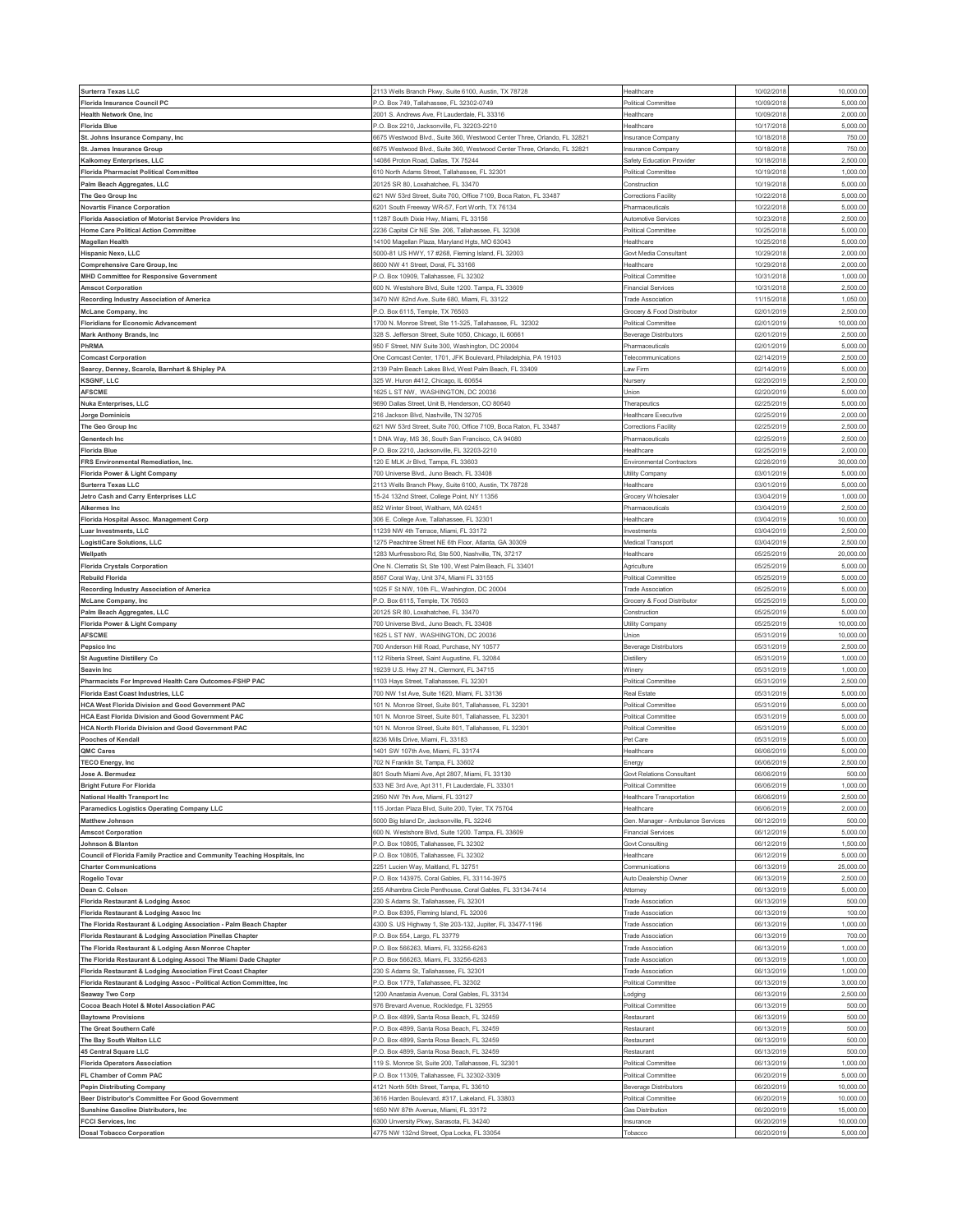| | | | | |
|---|---|---|---|---|
| **Surterra Texas LLC** | 2113 Wells Branch Pkwy, Suite 6100, Austin, TX 78728 | Healthcare | 10/02/2018 | 10,000.00 |
| **Florida Insurance Council PC** | P.O. Box 749, Tallahassee, FL 32302-0749 | Political Committee | 10/09/2018 | 5,000.00 |
| **Health Network One, Inc** | 2001 S. Andrews Ave, Ft Lauderdale, FL 33316 | Healthcare | 10/09/2018 | 2,000.00 |
| **Florida Blue** | P.O. Box 2210, Jacksonville, FL 32203-2210 | Healthcare | 10/17/2018 | 5,000.00 |
| **St. Johns Insurance Company, Inc** | 6675 Westwood Blvd., Suite 360, Westwood Center Three, Orlando, FL 32821 | Insurance Company | 10/18/2018 | 750.00 |
| **St. James Insurance Group** | 6675 Westwood Blvd., Suite 360, Westwood Center Three, Orlando, FL 32821 | Insurance Company | 10/18/2018 | 750.00 |
| **Kalkomey Enterprises, LLC** | 14086 Proton Road, Dallas, TX 75244 | Safety Education Provider | 10/18/2018 | 2,500.00 |
| **Florida Pharmacist Political Committee** | 610 North Adams Street, Tallahassee, FL 32301 | Political Committee | 10/19/2018 | 1,000.00 |
| **Palm Beach Aggregates, LLC** | 20125 SR 80, Loxahatchee, FL 33470 | Construction | 10/19/2018 | 5,000.00 |
| **The Geo Group Inc** | 621 NW 53rd Street, Suite 700, Office 7109, Boca Raton, FL 33487 | Corrections Facility | 10/22/2018 | 5,000.00 |
| **Novartis Finance Corporation** | 6201 South Freeway WR-57, Fort Worth, TX 76134 | Pharmaceuticals | 10/22/2018 | 5,000.00 |
| **Florida Association of Motorist Service Providers Inc** | 11287 South Dixie Hwy, Miami, FL 33156 | Automotive Services | 10/23/2018 | 2,500.00 |
| **Home Care Political Action Committee** | 2236 Capital Cir NE Ste. 206, Tallahassee, FL 32308 | Political Committee | 10/25/2018 | 5,000.00 |
| **Magellan Health** | 14100 Magellan Plaza, Maryland Hgts, MO 63043 | Healthcare | 10/25/2018 | 5,000.00 |
| **Hispanic Nexo, LLC** | 5000-81 US HWY, 17 #268, Fleming Island, FL 32003 | Govt Media Consultant | 10/29/2018 | 2,000.00 |
| **Comprehensive Care Group, Inc** | 8600 NW 41 Street, Doral, FL 33166 | Healthcare | 10/29/2018 | 2,000.00 |
| **MHD Committee for Responsive Government** | P.O. Box 10909, Tallahassee, FL 32302 | Political Committee | 10/31/2018 | 1,000.00 |
| **Amscot Corporation** | 600 N. Westshore Blvd, Suite 1200, Tampa, FL 33609 | Financial Services | 10/31/2018 | 2,500.00 |
| **Recording Industry Association of America** | 3470 NW 82nd Ave, Suite 680, Miami, FL 33122 | Trade Association | 11/15/2018 | 1,050.00 |
| **McLane Company, Inc** | P.O. Box 6115, Temple, TX 76503 | Grocery & Food Distributor | 02/01/2019 | 2,500.00 |
| **Floridians for Economic Advancement** | 1700 N. Monroe Street, Ste 11-325, Tallahassee, FL 32302 | Political Committee | 02/01/2019 | 10,000.00 |
| **Mark Anthony Brands, Inc** | 328 S. Jefferson Street, Suite 1050, Chicago, IL 60661 | Beverage Distributors | 02/01/2019 | 2,500.00 |
| **PhRMA** | 950 F Street, NW Suite 300, Washington, DC 20004 | Pharmaceuticals | 02/01/2019 | 5,000.00 |
| **Comcast Corporation** | One Comcast Center, 1701, JFK Boulevard, Philadelphia, PA 19103 | Telecommunications | 02/14/2019 | 2,500.00 |
| **Searcy, Denney, Scarola, Barnhart & Shipley PA** | 2139 Palm Beach Lakes Blvd, West Palm Beach, FL 33409 | Law Firm | 02/14/2019 | 5,000.00 |
| **KSGNF, LLC** | 325 W. Huron #412, Chicago, IL 60654 | Nursery | 02/20/2019 | 2,500.00 |
| **AFSCME** | 1625 L ST NW, WASHINGTON, DC 20036 | Union | 02/20/2019 | 5,000.00 |
| **Nuka Enterprises, LLC** | 9690 Dallas Street, Unit B, Henderson, CO 80640 | Therapeutics | 02/25/2019 | 5,000.00 |
| **Jorge Dominicis** | 216 Jackson Blvd, Nashville, TN 32705 | Healthcare Executive | 02/25/2019 | 2,000.00 |
| **The Geo Group Inc** | 621 NW 53rd Street, Suite 700, Office 7109, Boca Raton, FL 33487 | Corrections Facility | 02/25/2019 | 2,500.00 |
| **Genentech Inc** | 1 DNA Way, MS 36, South San Francisco, CA 94080 | Pharmaceuticals | 02/25/2019 | 2,500.00 |
| **Florida Blue** | P.O. Box 2210, Jacksonville, FL 32203-2210 | Healthcare | 02/25/2019 | 2,000.00 |
| **FRS Environmental Remediation, Inc.** | 120 E MLK Jr Blvd, Tampa, FL 33603 | Environmental Contractors | 02/26/2019 | 30,000.00 |
| **Florida Power & Light Company** | 700 Universe Blvd., Juno Beach, FL 33408 | Utility Company | 03/01/2019 | 5,000.00 |
| **Surterra Texas LLC** | 2113 Wells Branch Pkwy, Suite 6100, Austin, TX 78728 | Healthcare | 03/01/2019 | 5,000.00 |
| **Jetro Cash and Carry Enterprises LLC** | 15-24 132nd Street, College Point, NY 11356 | Grocery Wholesaler | 03/04/2019 | 1,000.00 |
| **Alkermes Inc** | 852 Winter Street, Waltham, MA 02451 | Pharmaceuticals | 03/04/2019 | 2,500.00 |
| **Florida Hospital Assoc. Management Corp** | 306 E. College Ave, Tallahassee, FL 32301 | Healthcare | 03/04/2019 | 10,000.00 |
| **Luar Investments, LLC** | 11239 NW 4th Terrace, Miami, FL 33172 | Investments | 03/04/2019 | 2,500.00 |
| **LogistiCare Solutions, LLC** | 1275 Peachtree Street NE 6th Floor, Atlanta, GA 30309 | Medical Transport | 03/04/2019 | 2,500.00 |
| **Wellpath** | 1283 Murfressboro Rd, Ste 500, Nashville, TN, 37217 | Healthcare | 05/25/2019 | 20,000.00 |
| **Florida Crystals Corporation** | One N. Clematis St, Ste 100, West Palm Beach, FL 33401 | Agriculture | 05/25/2019 | 5,000.00 |
| **Rebuild Florida** | 8567 Coral Way, Unit 374, Miami FL 33155 | Political Committee | 05/25/2019 | 5,000.00 |
| **Recording Industry Association of America** | 1025 F St NW, 10th FL, Washington, DC 20004 | Trade Association | 05/25/2019 | 5,000.00 |
| **McLane Company, Inc** | P.O. Box 6115, Temple, TX 76503 | Grocery & Food Distributor | 05/25/2019 | 5,000.00 |
| **Palm Beach Aggregates, LLC** | 20125 SR 80, Loxahatchee, FL 33470 | Construction | 05/25/2019 | 5,000.00 |
| **Florida Power & Light Company** | 700 Universe Blvd., Juno Beach, FL 33408 | Utility Company | 05/25/2019 | 10,000.00 |
| **AFSCME** | 1625 L ST NW, WASHINGTON, DC 20036 | Union | 05/31/2019 | 10,000.00 |
| **Pepsico Inc** | 700 Anderson Hill Road, Purchase, NY 10577 | Beverage Distributors | 05/31/2019 | 2,500.00 |
| **St Augustine Distillery Co** | 112 Riberia Street, Saint Augustine, FL 32084 | Distillery | 05/31/2019 | 1,000.00 |
| **Seavin Inc** | 19239 U.S. Hwy 27 N., Clermont, FL 34715 | Winery | 05/31/2019 | 1,000.00 |
| **Pharmacists For Improved Health Care Outcomes-FSHP PAC** | 1103 Hays Street, Tallahassee, FL 32301 | Political Committee | 05/31/2019 | 2,500.00 |
| **Florida East Coast Industries, LLC** | 700 NW 1st Ave, Suite 1620, Miami, FL 33136 | Real Estate | 05/31/2019 | 5,000.00 |
| **HCA West Florida Division and Good Government PAC** | 101 N. Monroe Street, Suite 801, Tallahassee, FL 32301 | Political Committee | 05/31/2019 | 5,000.00 |
| **HCA East Florida Division and Good Government PAC** | 101 N. Monroe Street, Suite 801, Tallahassee, FL 32301 | Political Committee | 05/31/2019 | 5,000.00 |
| **HCA North Florida Division and Good Government PAC** | 101 N. Monroe Street, Suite 801, Tallahassee, FL 32301 | Political Committee | 05/31/2019 | 5,000.00 |
| **Pooches of Kendall** | 8236 Mills Drive, Miami, FL 33183 | Pet Care | 05/31/2019 | 5,000.00 |
| **QMC Cares** | 1401 SW 107th Ave, Miami, FL 33174 | Healthcare | 06/06/2019 | 5,000.00 |
| **TECO Energy, Inc** | 702 N Franklin St, Tampa, FL 33602 | Energy | 06/06/2019 | 2,500.00 |
| **Jose A. Bermudez** | 801 South Miami Ave, Apt 2807, Miami, FL 33130 | Govt Relations Consultant | 06/06/2019 | 500.00 |
| **Bright Future For Florida** | 533 NE 3rd Ave, Apt 311, Ft Lauderdale, FL 33301 | Political Committee | 06/06/2019 | 1,000.00 |
| **National Health Transport Inc** | 2950 NW 7th Ave, Miami, FL 33127 | Healthcare Transportation | 06/06/2019 | 2,500.00 |
| **Paramedics Logistics Operating Company LLC** | 115 Jordan Plaza Blvd, Suite 200, Tyler, TX 75704 | Healthcare | 06/06/2019 | 2,000.00 |
| **Matthew Johnson** | 5000 Big Island Dr, Jacksonville, FL 32246 | Gen. Manager - Ambulance Services | 06/12/2019 | 500.00 |
| **Amscot Corporation** | 600 N. Westshore Blvd, Suite 1200, Tampa, FL 33609 | Financial Services | 06/12/2019 | 5,000.00 |
| **Johnson & Blanton** | P.O. Box 10805, Tallahassee, FL 32302 | Govt Consulting | 06/12/2019 | 1,500.00 |
| **Council of Florida Family Practice and Community Teaching Hospitals, Inc** | P.O. Box 10805, Tallahassee, FL 32302 | Healthcare | 06/12/2019 | 5,000.00 |
| **Charter Communications** | 2251 Lucien Way, Maitland, FL 32751 | Communications | 06/13/2019 | 25,000.00 |
| **Rogelio Tovar** | P.O. Box 143975, Coral Gables, FL 33114-3975 | Auto Dealership Owner | 06/13/2019 | 2,500.00 |
| **Dean C. Colson** | 255 Alhambra Circle Penthouse, Coral Gables, FL 33134-7414 | Attorney | 06/13/2019 | 5,000.00 |
| **Florida Restaurant & Lodging Assoc** | 230 S Adams St, Tallahassee, FL 32301 | Trade Association | 06/13/2019 | 500.00 |
| **Florida Restaurant & Lodging Assoc Inc** | P.O. Box 8395, Fleming Island, FL 32006 | Trade Association | 06/13/2019 | 100.00 |
| **The Florida Restaurant & Lodging Association - Palm Beach Chapter** | 4300 S. US Highway 1, Ste 203-132, Jupiter, FL 33477-1196 | Trade Association | 06/13/2019 | 1,000.00 |
| **Florida Restaurant & Lodging Association Pinellas Chapter** | P.O. Box 554, Largo, FL 33779 | Trade Association | 06/13/2019 | 700.00 |
| **The Florida Restaurant & Lodging Assn Monroe Chapter** | P.O. Box 566263, Miami, FL 33256-6263 | Trade Association | 06/13/2019 | 1,000.00 |
| **The Florida Restaurant & Lodging Associ The Miami Dade Chapter** | P.O. Box 566263, Miami, FL 33256-6263 | Trade Association | 06/13/2019 | 1,000.00 |
| **Florida Restaurant & Lodging Association First Coast Chapter** | 230 S Adams St, Tallahassee, FL 32301 | Trade Association | 06/13/2019 | 1,000.00 |
| **Florida Restaurant & Lodging Assoc - Political Action Committee, Inc** | P.O. Box 1779, Tallahassee, FL 32302 | Political Committee | 06/13/2019 | 3,000.00 |
| **Seaway Two Corp** | 1200 Anastasia Avenue, Coral Gables, FL 33134 | Lodging | 06/13/2019 | 2,500.00 |
| **Cocoa Beach Hotel & Motel Association PAC** | 976 Brevard Avenue, Rockledge, FL 32955 | Political Committee | 06/13/2019 | 500.00 |
| **Baytowne Provisions** | P.O. Box 4899, Santa Rosa Beach, FL 32459 | Restaurant | 06/13/2019 | 500.00 |
| **The Great Southern Café** | P.O. Box 4899, Santa Rosa Beach, FL 32459 | Restaurant | 06/13/2019 | 500.00 |
| **The Bay South Walton LLC** | P.O. Box 4899, Santa Rosa Beach, FL 32459 | Restaurant | 06/13/2019 | 500.00 |
| **45 Central Square LLC** | P.O. Box 4899, Santa Rosa Beach, FL 32459 | Restaurant | 06/13/2019 | 500.00 |
| **Florida Operators Association** | 119 S. Monroe St, Suite 200, Tallahassee, FL 32301 | Political Committee | 06/13/2019 | 1,000.00 |
| **FL Chamber of Comm PAC** | P.O. Box 11309, Tallahassee, FL 32302-3309 | Political Committee | 06/20/2019 | 5,000.00 |
| **Pepin Distributing Company** | 4121 North 50th Street, Tampa, FL 33610 | Beverage Distributors | 06/20/2019 | 10,000.00 |
| **Beer Distributor's Committee For Good Government** | 3616 Harden Boulevard, #317, Lakeland, FL 33803 | Political Committee | 06/20/2019 | 10,000.00 |
| **Sunshine Gasoline Distributors, Inc** | 1650 NW 87th Avenue, Miami, FL 33172 | Gas Distribution | 06/20/2019 | 15,000.00 |
| **FCCI Services, Inc** | 6300 University Pkwy, Sarasota, FL 34240 | Insurance | 06/20/2019 | 10,000.00 |
| **Dosal Tobacco Corporation** | 4775 NW 132nd Street, Opa Locka, FL 33054 | Tobacco | 06/20/2019 | 5,000.00 |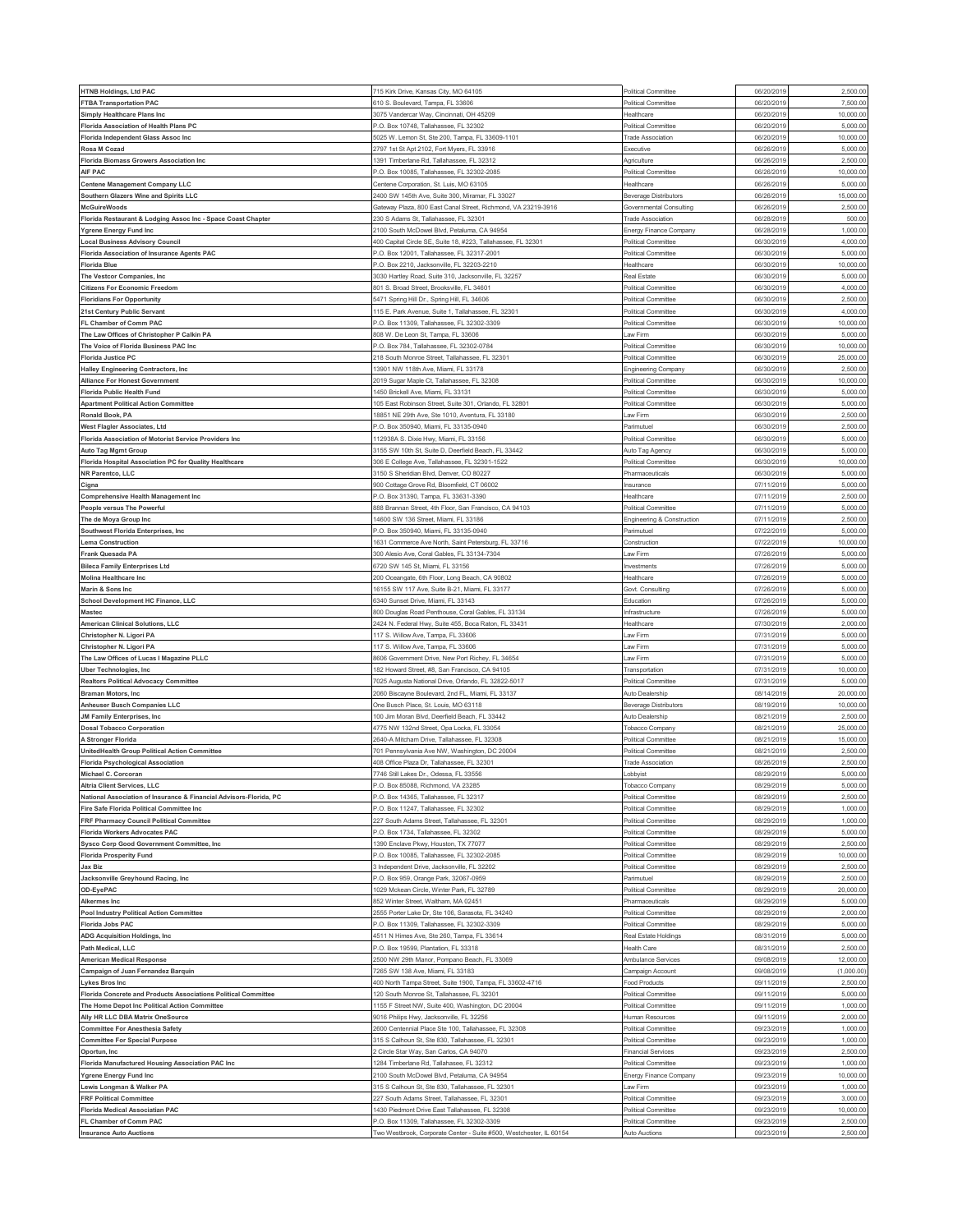| | | | | |
|---|---|---|---|---|
| **HTNB Holdings, Ltd PAC** | 715 Kirk Drive, Kansas City, MO 64105 | Political Committee | 06/20/2019 | 2,500.00 |
| **FTBA Transportation PAC** | 610 S. Boulevard, Tampa, FL 33606 | Political Committee | 06/20/2019 | 7,500.00 |
| **Simply Healthcare Plans Inc** | 3075 Vandercar Way, Cincinnati, OH 45209 | Healthcare | 06/20/2019 | 10,000.00 |
| **Florida Association of Health Plans PC** | P.O. Box 10748, Tallahassee, FL 32302 | Political Committee | 06/20/2019 | 5,000.00 |
| **Florida Independent Glass Assoc Inc** | 5025 W. Lemon St, Ste 200, Tampa, FL 33609-1101 | Trade Association | 06/20/2019 | 10,000.00 |
| **Rosa M Cozad** | 2797 1st St Apt 2102, Fort Myers, FL 33916 | Executive | 06/26/2019 | 5,000.00 |
| **Florida Biomass Growers Association Inc** | 1391 Timberlane Rd, Tallahassee, FL 32312 | Agriculture | 06/26/2019 | 2,500.00 |
| **AIF PAC** | P.O. Box 10085, Tallahassee, FL 32302-2085 | Political Committee | 06/26/2019 | 10,000.00 |
| **Centene Management Company LLC** | Centene Corporation, St. Luis, MO 63105 | Healthcare | 06/26/2019 | 5,000.00 |
| **Southern Glazers Wine and Spirits LLC** | 2400 SW 145th Ave, Suite 300, Miramar, FL 33027 | Beverage Distributors | 06/26/2019 | 15,000.00 |
| **McGuireWoods** | Gateway Plaza, 800 East Canal Street, Richmond, VA 23219-3916 | Governmental Consulting | 06/26/2019 | 2,500.00 |
| **Florida Restaurant & Lodging Assoc Inc - Space Coast Chapter** | 230 S Adams St, Tallahassee, FL 32301 | Trade Association | 06/28/2019 | 500.00 |
| **Ygrene Energy Fund Inc** | 2100 South McDowel Blvd, Petaluma, CA 94954 | Energy Finance Company | 06/28/2019 | 1,000.00 |
| **Local Business Advisory Council** | 400 Capital Circle SE, Suite 18, #223, Tallahassee, FL 32301 | Political Committee | 06/30/2019 | 4,000.00 |
| **Florida Association of Insurance Agents PAC** | P.O. Box 12001, Tallahassee, FL 32317-2001 | Political Committee | 06/30/2019 | 5,000.00 |
| **Florida Blue** | P.O. Box 2210, Jacksonville, FL 32203-2210 | Healthcare | 06/30/2019 | 10,000.00 |
| **The Vestcor Companies, Inc** | 3030 Hartley Road, Suite 310, Jacksonville, FL 32257 | Real Estate | 06/30/2019 | 5,000.00 |
| **Citizens For Economic Freedom** | 801 S. Broad Street, Brooksville, FL 34601 | Political Committee | 06/30/2019 | 4,000.00 |
| **Floridians For Opportunity** | 5471 Spring Hill Dr., Spring Hill, FL 34606 | Political Committee | 06/30/2019 | 2,500.00 |
| **21st Century Public Servant** | 115 E. Park Avenue, Suite 1, Tallahassee, FL 32301 | Political Committee | 06/30/2019 | 4,000.00 |
| **FL Chamber of Comm PAC** | P.O. Box 11309, Tallahassee, FL 32302-3309 | Political Committee | 06/30/2019 | 10,000.00 |
| **The Law Offices of Christopher P Calkin PA** | 808 W. De Leon St, Tampa, FL 33606 | Law Firm | 06/30/2019 | 5,000.00 |
| **The Voice of Florida Business PAC Inc** | P.O. Box 784, Tallahassee, FL 32302-0784 | Political Committee | 06/30/2019 | 10,000.00 |
| **Florida Justice PC** | 218 South Monroe Street, Tallahassee, FL 32301 | Political Committee | 06/30/2019 | 25,000.00 |
| **Halley Engineering Contractors, Inc** | 13901 NW 118th Ave, Miami, FL 33178 | Engineering Company | 06/30/2019 | 2,500.00 |
| **Alliance For Honest Government** | 2019 Sugar Maple Ct, Tallahassee, FL 32308 | Political Committee | 06/30/2019 | 10,000.00 |
| **Florida Public Health Fund** | 1450 Brickell Ave, Miami, FL 33131 | Political Committee | 06/30/2019 | 5,000.00 |
| **Apartment Political Action Committee** | 105 East Robinson Street, Suite 301, Orlando, FL 32801 | Political Committee | 06/30/2019 | 5,000.00 |
| **Ronald Book, PA** | 18851 NE 29th Ave, Ste 1010, Aventura, FL 33180 | Law Firm | 06/30/2019 | 2,500.00 |
| **West Flagler Associates, Ltd** | P.O. Box 350940, Miami, FL 33135-0940 | Parimutuel | 06/30/2019 | 2,500.00 |
| **Florida Association of Motorist Service Providers Inc** | 112938A S. Dixie Hwy, Miami, FL 33156 | Political Committee | 06/30/2019 | 5,000.00 |
| **Auto Tag Mgmt Group** | 3155 SW 10th St, Suite D, Deerfield Beach, FL 33442 | Auto Tag Agency | 06/30/2019 | 5,000.00 |
| **Florida Hospital Association PC for Quality Healthcare** | 306 E College Ave, Tallahassee, FL 32301-1522 | Political Committee | 06/30/2019 | 10,000.00 |
| **NR Parentco, LLC** | 3150 S Sheridian Blvd, Denver, CO 80227 | Pharmaceuticals | 06/30/2019 | 5,000.00 |
| **Cigna** | 900 Cottage Grove Rd, Bloomfield, CT 06002 | Insurance | 07/11/2019 | 5,000.00 |
| **Comprehensive Health Management Inc** | P.O. Box 31390, Tampa, FL 33631-3390 | Healthcare | 07/11/2019 | 2,500.00 |
| **People versus The Powerful** | 888 Brannan Street, 4th Floor, San Francisco, CA 94103 | Political Committee | 07/11/2019 | 5,000.00 |
| **The de Moya Group Inc** | 14600 SW 136 Street, Miami, FL 33186 | Engineering & Construction | 07/11/2019 | 2,500.00 |
| **Southwest Florida Enterprises, Inc** | P.O. Box 350940, Miami, FL 33135-0940 | Parimutuel | 07/22/2019 | 5,000.00 |
| **Lema Construction** | 1631 Commerce Ave North, Saint Petersburg, FL 33716 | Construction | 07/22/2019 | 10,000.00 |
| **Frank Quesada PA** | 300 Alesio Ave, Coral Gables, FL 33134-7304 | Law Firm | 07/26/2019 | 5,000.00 |
| **Bileca Family Enterprises Ltd** | 6720 SW 145 St, Miami, FL 33156 | Investments | 07/26/2019 | 5,000.00 |
| **Molina Healthcare Inc** | 200 Oceangate, 6th Floor, Long Beach, CA 90802 | Healthcare | 07/26/2019 | 5,000.00 |
| **Marin & Sons Inc** | 16155 SW 117 Ave, Suite B-21, Miami, FL 33177 | Govt. Consulting | 07/26/2019 | 5,000.00 |
| **School Development HC Finance, LLC** | 6340 Sunset Drive, Miami, FL 33143 | Education | 07/26/2019 | 5,000.00 |
| **Mastec** | 800 Douglas Road Penthouse, Coral Gables, FL 33134 | Infrastructure | 07/26/2019 | 5,000.00 |
| **American Clinical Solutions, LLC** | 2424 N. Federal Hwy, Suite 455, Boca Raton, FL 33431 | Healthcare | 07/30/2019 | 2,000.00 |
| **Christopher N. Ligori PA** | 117 S. Willow Ave, Tampa, FL 33606 | Law Firm | 07/31/2019 | 5,000.00 |
| **Christopher N. Ligori PA** | 117 S. Willow Ave, Tampa, FL 33606 | Law Firm | 07/31/2019 | 5,000.00 |
| **The Law Offices of Lucas I Magazine PLLC** | 8606 Government Drive, New Port Richey, FL 34654 | Law Firm | 07/31/2019 | 5,000.00 |
| **Uber Technologies, Inc** | 182 Howard Street, #8, San Francisco, CA 94105 | Transportation | 07/31/2019 | 10,000.00 |
| **Realtors Political Advocacy Committee** | 7025 Augusta National Drive, Orlando, FL 32822-5017 | Political Committee | 07/31/2019 | 5,000.00 |
| **Braman Motors, Inc** | 2060 Biscayne Boulevard, 2nd FL, Miami, FL 33137 | Auto Dealership | 08/14/2019 | 20,000.00 |
| **Anheuser Busch Companies LLC** | One Busch Place, St. Louis, MO 63118 | Beverage Distributors | 08/19/2019 | 10,000.00 |
| **JM Family Enterprises, Inc** | 100 Jim Moran Blvd, Deerfield Beach, FL 33442 | Auto Dealership | 08/21/2019 | 2,500.00 |
| **Dosal Tobacco Corporation** | 4775 NW 132nd Street, Opa Locka, FL 33054 | Tobacco Company | 08/21/2019 | 25,000.00 |
| **A Stronger Florida** | 2640-A Mitcham Drive, Tallahassee, FL 32308 | Political Committee | 08/21/2019 | 15,000.00 |
| **UnitedHealth Group Political Action Committee** | 701 Pennsylvania Ave NW, Washington, DC 20004 | Political Committee | 08/21/2019 | 2,500.00 |
| **Florida Psychological Association** | 408 Office Plaza Dr, Tallahassee, FL 32301 | Trade Association | 08/26/2019 | 2,500.00 |
| **Michael C. Corcoran** | 7746 Still Lakes Dr., Odessa, FL 33556 | Lobbyist | 08/29/2019 | 5,000.00 |
| **Altria Client Services, LLC** | P.O. Box 85088, Richmond, VA 23285 | Tobacco Company | 08/29/2019 | 5,000.00 |
| **National Association of Insurance & Financial Advisors-Florida, PC** | P.O. Box 14365, Tallahassee, FL 32317 | Political Committee | 08/29/2019 | 2,500.00 |
| **Fire Safe Florida Political Committee Inc** | P.O. Box 11247, Tallahassee, FL 32302 | Political Committee | 08/29/2019 | 1,000.00 |
| **FRF Pharmacy Council Political Committee** | 227 South Adams Street, Tallahassee, FL 32301 | Political Committee | 08/29/2019 | 1,000.00 |
| **Florida Workers Advocates PAC** | P.O. Box 1734, Tallahassee, FL 32302 | Political Committee | 08/29/2019 | 5,000.00 |
| **Sysco Corp Good Government Committee, Inc** | 1390 Enclave Pkwy, Houston, TX 77077 | Political Committee | 08/29/2019 | 2,500.00 |
| **Florida Prosperity Fund** | P.O. Box 10085, Tallahassee, FL 32302-2085 | Political Committee | 08/29/2019 | 10,000.00 |
| **Jax Biz** | 3 Independent Drive, Jacksonville, FL 32202 | Political Committee | 08/29/2019 | 2,500.00 |
| **Jacksonville Greyhound Racing, Inc** | P.O. Box 959, Orange Park, 32067-0959 | Parimutuel | 08/29/2019 | 2,500.00 |
| **OD-EyePAC** | 1029 Mckean Circle, Winter Park, FL 32789 | Political Committee | 08/29/2019 | 20,000.00 |
| **Alkermes Inc** | 852 Winter Street, Waltham, MA 02451 | Pharmaceuticals | 08/29/2019 | 5,000.00 |
| **Pool Industry Political Action Committee** | 2555 Porter Lake Dr, Ste 106, Sarasota, FL 34240 | Political Committee | 08/29/2019 | 2,000.00 |
| **Florida Jobs PAC** | P.O. Box 11309, Tallahassee, FL 32302-3309 | Political Committee | 08/29/2019 | 5,000.00 |
| **ADG Acquisition Holdings, Inc** | 4511 N Himes Ave, Ste 260, Tampa, FL 33614 | Real Estate Holdings | 08/31/2019 | 5,000.00 |
| **Path Medical, LLC** | P.O. Box 19599, Plantation, FL 33318 | Health Care | 08/31/2019 | 2,500.00 |
| **American Medical Response** | 2500 NW 29th Manor, Pompano Beach, FL 33069 | Ambulance Services | 09/08/2019 | 12,000.00 |
| **Campaign of Juan Fernandez Barquin** | 7265 SW 138 Ave, Miami, FL 33183 | Campaign Account | 09/08/2019 | (1,000.00) |
| **Lykes Bros Inc** | 400 North Tampa Street, Suite 1900, Tampa, FL 33602-4716 | Food Products | 09/11/2019 | 2,500.00 |
| **Florida Concrete and Products Associations Political Committee** | 120 South Monroe St, Tallahassee, FL 32301 | Political Committee | 09/11/2019 | 5,000.00 |
| **The Home Depot Inc Political Action Committee** | 1155 F Street NW, Suite 400, Washington, DC 20004 | Political Committee | 09/11/2019 | 1,000.00 |
| **Ally HR LLC DBA Matrix OneSource** | 9016 Philips Hwy, Jacksonville, FL 32256 | Human Resources | 09/11/2019 | 2,000.00 |
| **Committee For Anesthesia Safety** | 2600 Centennial Place Ste 100, Tallahassee, FL 32308 | Political Committee | 09/23/2019 | 1,000.00 |
| **Committee For Special Purpose** | 315 S Calhoun St, Ste 830, Tallahassee, FL 32301 | Political Committee | 09/23/2019 | 1,000.00 |
| **Oportun, Inc** | 2 Circle Star Way, San Carlos, CA 94070 | Financial Services | 09/23/2019 | 2,500.00 |
| **Florida Manufactured Housing Association PAC Inc** | 1284 Timberlane Rd, Tallahassee, FL 32312 | Political Committee | 09/23/2019 | 1,000.00 |
| **Ygrene Energy Fund Inc** | 2100 South McDowel Blvd, Petaluma, CA 94954 | Energy Finance Company | 09/23/2019 | 10,000.00 |
| **Lewis Longman & Walker PA** | 315 S Calhoun St, Ste 830, Tallahassee, FL 32301 | Law Firm | 09/23/2019 | 1,000.00 |
| **FRF Political Committee** | 227 South Adams Street, Tallahassee, FL 32301 | Political Committee | 09/23/2019 | 3,000.00 |
| **Florida Medical Associatian PAC** | 1430 Piedmont Drive East Tallahassee, FL 32308 | Political Committee | 09/23/2019 | 10,000.00 |
| **FL Chamber of Comm PAC** | P.O. Box 11309, Tallahassee, FL 32302-3309 | Political Committee | 09/23/2019 | 2,500.00 |
| **Insurance Auto Auctions** | Two Westbrook, Corporate Center - Suite #500, Westchester, IL 60154 | Auto Auctions | 09/23/2019 | 2,500.00 |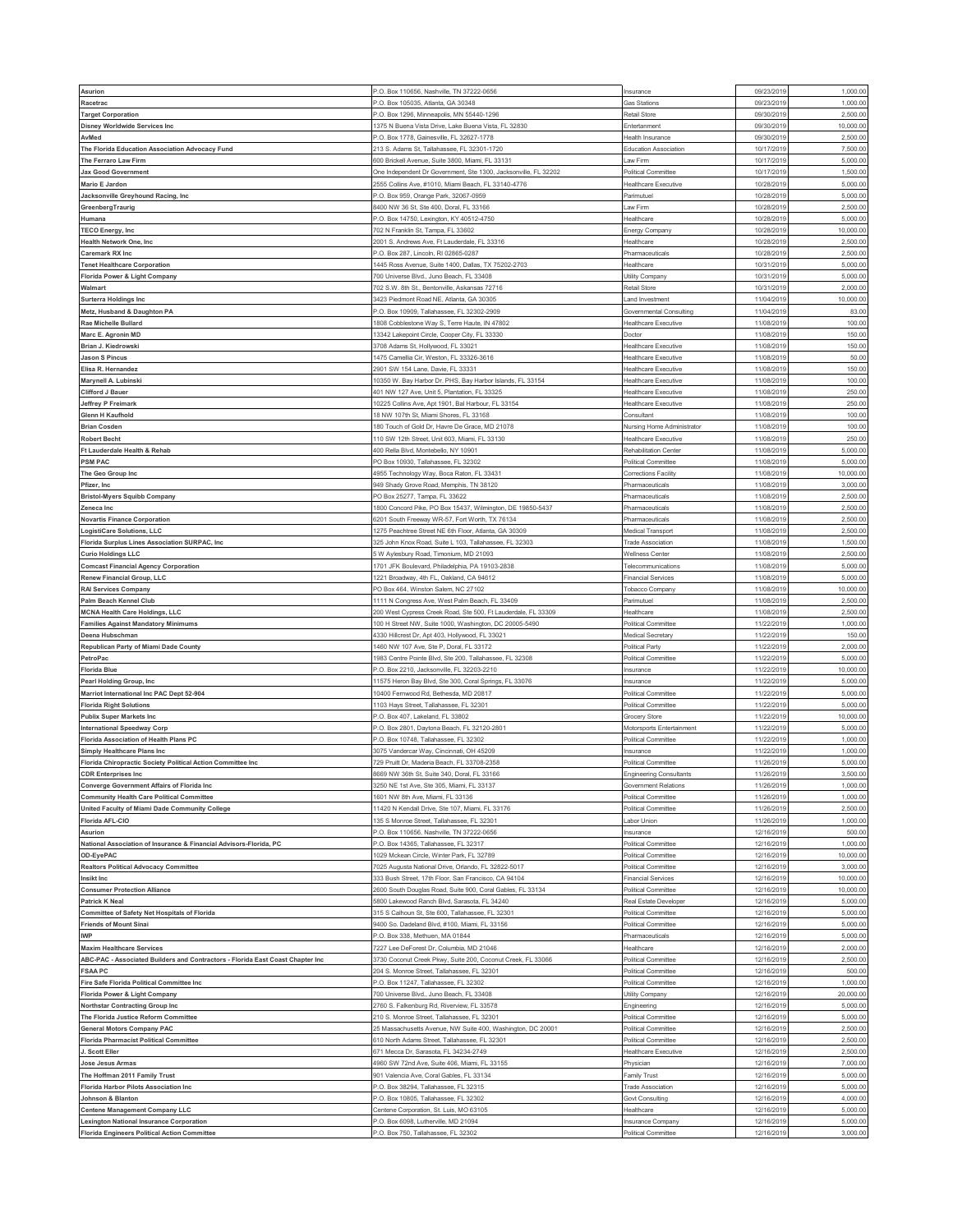| | | | | |
|---|---|---|---|---|
| **Asurion** | P.O. Box 110656, Nashville, TN 37222-0656 | Insurance | 09/23/2019 | 1,000.00 |
| **Racetrac** | P.O. Box 105035, Atlanta, GA 30348 | Gas Stations | 09/23/2019 | 1,000.00 |
| **Target Corporation** | P.O. Box 1296, Minneapolis, MN 55440-1296 | Retail Store | 09/30/2019 | 2,500.00 |
| **Disney Worldwide Services Inc** | 1375 N Buena Vista Drive, Lake Buena Vista, FL 32830 | Entertainment | 09/30/2019 | 10,000.00 |
| **AvMed** | P.O. Box 1778, Gainesville, FL 32627-1778 | Health Insurance | 09/30/2019 | 2,500.00 |
| **The Florida Education Association Advocacy Fund** | 213 S. Adams St, Tallahassee, FL 32301-1720 | Education Association | 10/17/2019 | 7,500.00 |
| **The Ferraro Law Firm** | 600 Brickell Avenue, Suite 3800, Miami, FL 33131 | Law Firm | 10/17/2019 | 5,000.00 |
| **Jax Good Government** | One Independent Dr Government, Ste 1300, Jacksonville, FL 32202 | Political Committee | 10/17/2019 | 1,500.00 |
| **Mario E Jardon** | 2555 Collins Ave, #1010, Miami Beach, FL 33140-4776 | Healthcare Executive | 10/28/2019 | 5,000.00 |
| **Jacksonville Greyhound Racing, Inc** | P.O. Box 959, Orange Park, 32067-0959 | Parimutuel | 10/28/2019 | 5,000.00 |
| **GreenbergTraurig** | 8400 NW 36 St, Ste 400, Doral, FL 33166 | Law Firm | 10/28/2019 | 2,500.00 |
| **Humana** | P.O. Box 14750, Lexington, KY 40512-4750 | Healthcare | 10/28/2019 | 5,000.00 |
| **TECO Energy, Inc** | 702 N Franklin St, Tampa, FL 33602 | Energy Company | 10/28/2019 | 10,000.00 |
| **Health Network One, Inc** | 2001 S. Andrews Ave, Ft Lauderdale, FL 33316 | Healthcare | 10/28/2019 | 2,500.00 |
| **Caremark RX Inc** | P.O. Box 287, Lincoln, RI 02865-0287 | Pharmaceuticals | 10/28/2019 | 2,500.00 |
| **Tenet Healthcare Corporation** | 1445 Ross Avenue, Suite 1400, Dallas, TX 75202-2703 | Healthcare | 10/31/2019 | 5,000.00 |
| **Florida Power & Light Company** | 700 Universe Blvd., Juno Beach, FL 33408 | Utility Company | 10/31/2019 | 5,000.00 |
| **Walmart** | 702 S.W. 8th St., Bentonville, Askansas 72716 | Retail Store | 10/31/2019 | 2,000.00 |
| **Surterra Holdings Inc** | 3423 Piedmont Road NE, Atlanta, GA 30305 | Land Investment | 11/04/2019 | 10,000.00 |
| **Metz, Husband & Daughton PA** | P.O. Box 10909, Tallahassee, FL 32302-2909 | Governmental Consulting | 11/04/2019 | 83.00 |
| **Rae Michelle Bullard** | 1808 Cobblestone Way S, Terre Haute, IN 47802 | Healthcare Executive | 11/08/2019 | 100.00 |
| **Marc E. Agronin MD** | 13342 Lakepoint Circle, Cooper City, FL 33330 | Doctor | 11/08/2019 | 150.00 |
| **Brian J. Kiedrowski** | 3708 Adams St, Hollywood, FL 33021 | Healthcare Executive | 11/08/2019 | 150.00 |
| **Jason S Pincus** | 1475 Camellia Cir, Weston, FL 33326-3616 | Healthcare Executive | 11/08/2019 | 50.00 |
| **Elisa R. Hernandez** | 2901 SW 154 Lane, Davie, FL 33331 | Healthcare Executive | 11/08/2019 | 150.00 |
| **Marynell A. Lubinski** | 10350 W. Bay Harbor Dr. PHS, Bay Harbor Islands, FL 33154 | Healthcare Executive | 11/08/2019 | 100.00 |
| **Clifford J Bauer** | 401 NW 127 Ave, Unit 5, Plantation, FL 33325 | Healthcare Executive | 11/08/2019 | 250.00 |
| **Jeffrey P Freimark** | 10225 Collins Ave, Apt 1901, Bal Harbour, FL 33154 | Healthcare Executive | 11/08/2019 | 250.00 |
| **Glenn H Kaufhold** | 18 NW 107th St, Miami Shores, FL 33168 | Consultant | 11/08/2019 | 100.00 |
| **Brian Cosden** | 180 Touch of Gold Dr, Havre De Grace, MD 21078 | Nursing Home Administrator | 11/08/2019 | 100.00 |
| **Robert Becht** | 110 SW 12th Street, Unit 603, Miami, FL 33130 | Healthcare Executive | 11/08/2019 | 250.00 |
| **Ft Lauderdale Health & Rehab** | 400 Rella Blvd, Montebello, NY 10901 | Rehabilitation Center | 11/08/2019 | 5,000.00 |
| **PSM PAC** | PO Box 10930, Tallahassee, FL 32302 | Political Committee | 11/08/2019 | 5,000.00 |
| **The Geo Group Inc** | 4955 Technology Way, Boca Raton, FL 33431 | Corrections Facility | 11/08/2019 | 10,000.00 |
| **Pfizer, Inc** | 949 Shady Grove Road, Memphis, TN 38120 | Pharmaceuticals | 11/08/2019 | 3,000.00 |
| **Bristol-Myers Squibb Company** | PO Box 25277, Tampa, FL 33622 | Pharmaceuticals | 11/08/2019 | 2,500.00 |
| **Zeneca Inc** | 1800 Concord Pike, PO Box 15437, Wilmington, DE 19850-5437 | Pharmaceuticals | 11/08/2019 | 2,500.00 |
| **Novartis Finance Corporation** | 6201 South Freeway WR-57, Fort Worth, TX 76134 | Pharmaceuticals | 11/08/2019 | 2,500.00 |
| **LogistiCare Solutions, LLC** | 1275 Peachtree Street NE 6th Floor, Atlanta, GA 30309 | Medical Transport | 11/08/2019 | 2,500.00 |
| **Florida Surplus Lines Association SURPAC, Inc** | 325 John Knox Road, Suite L 103, Tallahassee, FL 32303 | Trade Association | 11/08/2019 | 1,500.00 |
| **Curio Holdings LLC** | 5 W Aylesbury Road, Timonium, MD 21093 | Wellness Center | 11/08/2019 | 2,500.00 |
| **Comcast Financial Agency Corporation** | 1701 JFK Boulevard, Philadelphia, PA 19103-2838 | Telecommunications | 11/08/2019 | 5,000.00 |
| **Renew Financial Group, LLC** | 1221 Broadway, 4th FL, Oakland, CA 94612 | Financial Services | 11/08/2019 | 5,000.00 |
| **RAI Services Company** | PO Box 464, Winston Salem, NC 27102 | Tobacco Company | 11/08/2019 | 10,000.00 |
| **Palm Beach Kennel Club** | 1111 N Congress Ave, West Palm Beach, FL 33409 | Parimutuel | 11/08/2019 | 2,500.00 |
| **MCNA Health Care Holdings, LLC** | 200 West Cypress Creek Road, Ste 500, Ft Lauderdale, FL 33309 | Healthcare | 11/08/2019 | 2,500.00 |
| **Families Against Mandatory Minimums** | 100 H Street NW, Suite 1000, Washington, DC 20005-5490 | Political Committee | 11/22/2019 | 1,000.00 |
| **Deena Hubschman** | 4330 Hillcrest Dr, Apt 403, Hollywood, FL 33021 | Medical Secretary | 11/22/2019 | 150.00 |
| **Republican Party of Miami Dade County** | 1460 NW 107 Ave, Ste P, Doral, FL 33172 | Political Party | 11/22/2019 | 2,000.00 |
| **PetroPac** | 1983 Centre Pointe Blvd, Ste 200, Tallahassee, FL 32308 | Political Committee | 11/22/2019 | 5,000.00 |
| **Florida Blue** | P.O. Box 2210, Jacksonville, FL 32203-2210 | Insurance | 11/22/2019 | 10,000.00 |
| **Pearl Holding Group, Inc** | 11575 Heron Bay Blvd, Ste 300, Coral Springs, FL 33076 | Insurance | 11/22/2019 | 5,000.00 |
| **Marriot International Inc PAC Dept 52-904** | 10400 Fernwood Rd, Bethesda, MD 20817 | Political Committee | 11/22/2019 | 5,000.00 |
| **Florida Right Solutions** | 1103 Hays Street, Tallahassee, FL 32301 | Political Committee | 11/22/2019 | 5,000.00 |
| **Publix Super Markets Inc** | P.O. Box 407, Lakeland, FL 33802 | Grocery Store | 11/22/2019 | 10,000.00 |
| **International Speedway Corp** | P.O. Box 2801, Daytona Beach, FL 32120-2801 | Motorsports Entertainment | 11/22/2019 | 5,000.00 |
| **Florida Association of Health Plans PC** | P.O. Box 10748, Tallahassee, FL 32302 | Political Committee | 11/22/2019 | 1,000.00 |
| **Simply Healthcare Plans Inc** | 3075 Vandercar Way, Cincinnati, OH 45209 | Insurance | 11/22/2019 | 1,000.00 |
| **Florida Chiropractic Society Political Action Committee Inc** | 729 Pruitt Dr, Maderia Beach, FL 33708-2358 | Political Committee | 11/26/2019 | 5,000.00 |
| **CDR Enterprises Inc** | 8669 NW 36th St, Suite 340, Doral, FL 33166 | Engineering Consultants | 11/26/2019 | 3,500.00 |
| **Converge Government Affairs of Florida Inc** | 3250 NE 1st Ave, Ste 305, Miami, FL 33137 | Government Relations | 11/26/2019 | 1,000.00 |
| **Community Health Care Political Committee** | 1601 NW 8th Ave, Miami, FL 33136 | Political Committee | 11/26/2019 | 1,000.00 |
| **United Faculty of Miami Dade Community College** | 11420 N Kendall Drive, Ste 107, Miami, FL 33176 | Political Committee | 11/26/2019 | 2,500.00 |
| **Florida AFL-CIO** | 135 S Monroe Street, Tallahassee, FL 32301 | Labor Union | 11/26/2019 | 1,000.00 |
| **Asurion** | P.O. Box 110656, Nashville, TN 37222-0656 | Insurance | 12/16/2019 | 500.00 |
| **National Association of Insurance & Financial Advisors-Florida, PC** | P.O. Box 14365, Tallahassee, FL 32317 | Political Committee | 12/16/2019 | 1,000.00 |
| **OD-EyePAC** | 1029 Mckean Circle, Winter Park, FL 32789 | Political Committee | 12/16/2019 | 10,000.00 |
| **Realtors Political Advocacy Committee** | 7025 Augusta National Drive, Orlando, FL 32822-5017 | Political Committee | 12/16/2019 | 3,000.00 |
| **Insikt Inc** | 333 Bush Street, 17th Floor, San Francisco, CA 94104 | Financial Services | 12/16/2019 | 10,000.00 |
| **Consumer Protection Alliance** | 2600 South Douglas Road, Suite 900, Coral Gables, FL 33134 | Political Committee | 12/16/2019 | 10,000.00 |
| **Patrick K Neal** | 5800 Lakewood Ranch Blvd, Sarasota, FL 34240 | Real Estate Developer | 12/16/2019 | 5,000.00 |
| **Committee of Safety Net Hospitals of Florida** | 315 S Calhoun St, Ste 600, Tallahassee, FL 32301 | Political Committee | 12/16/2019 | 5,000.00 |
| **Friends of Mount Sinai** | 9400 So. Dadeland Blvd, #100, Miami, FL 33156 | Political Committee | 12/16/2019 | 5,000.00 |
| **IWP** | P.O. Box 338, Methuen, MA 01844 | Pharmaceuticals | 12/16/2019 | 5,000.00 |
| **Maxim Healthcare Services** | 7227 Lee DeForest Dr, Columbia, MD 21046 | Healthcare | 12/16/2019 | 2,000.00 |
| **ABC-PAC - Associated Builders and Contractors - Florida East Coast Chapter Inc** | 3730 Coconut Creek Pkwy, Suite 200, Coconut Creek, FL 33066 | Political Committee | 12/16/2019 | 2,500.00 |
| **FSAA PC** | 204 S. Monroe Street, Tallahassee, FL 32301 | Political Committee | 12/16/2019 | 500.00 |
| **Fire Safe Florida Political Committee Inc** | P.O. Box 11247, Tallahassee, FL 32302 | Political Committee | 12/16/2019 | 1,000.00 |
| **Florida Power & Light Company** | 700 Universe Blvd., Juno Beach, FL 33408 | Utility Company | 12/16/2019 | 20,000.00 |
| **Northstar Contracting Group Inc** | 2760 S. Falkenburg Rd, Riverview, FL 33578 | Engineering | 12/16/2019 | 5,000.00 |
| **The Florida Justice Reform Committee** | 210 S. Monroe Street, Tallahassee, FL 32301 | Political Committee | 12/16/2019 | 5,000.00 |
| **General Motors Company PAC** | 25 Massachusetts Avenue, NW Suite 400, Washington, DC 20001 | Political Committee | 12/16/2019 | 2,500.00 |
| **Florida Pharmacist Political Committee** | 610 North Adams Street, Tallahassee, FL 32301 | Political Committee | 12/16/2019 | 2,500.00 |
| **J. Scott Eller** | 671 Mecca Dr, Sarasota, FL 34234-2749 | Healthcare Executive | 12/16/2019 | 2,500.00 |
| **Jose Jesus Armas** | 4960 SW 72nd Ave, Suite 406, Miami, FL 33155 | Physician | 12/16/2019 | 7,000.00 |
| **The Hoffman 2011 Family Trust** | 901 Valencia Ave, Coral Gables, FL 33134 | Family Trust | 12/16/2019 | 5,000.00 |
| **Florida Harbor Pilots Association Inc** | P.O. Box 38294, Tallahassee, FL 32315 | Trade Association | 12/16/2019 | 5,000.00 |
| **Johnson & Blanton** | P.O. Box 10805, Tallahassee, FL 32302 | Govt Consulting | 12/16/2019 | 4,000.00 |
| **Centene Management Company LLC** | Centene Corporation, St. Luis, MO 63105 | Healthcare | 12/16/2019 | 5,000.00 |
| **Lexington National Insurance Corporation** | P.O. Box 6098, Lutherville, MD 21094 | Insurance Company | 12/16/2019 | 5,000.00 |
| **Florida Engineers Political Action Committee** | P.O. Box 750, Tallahassee, FL 32302 | Political Committee | 12/16/2019 | 3,000.00 |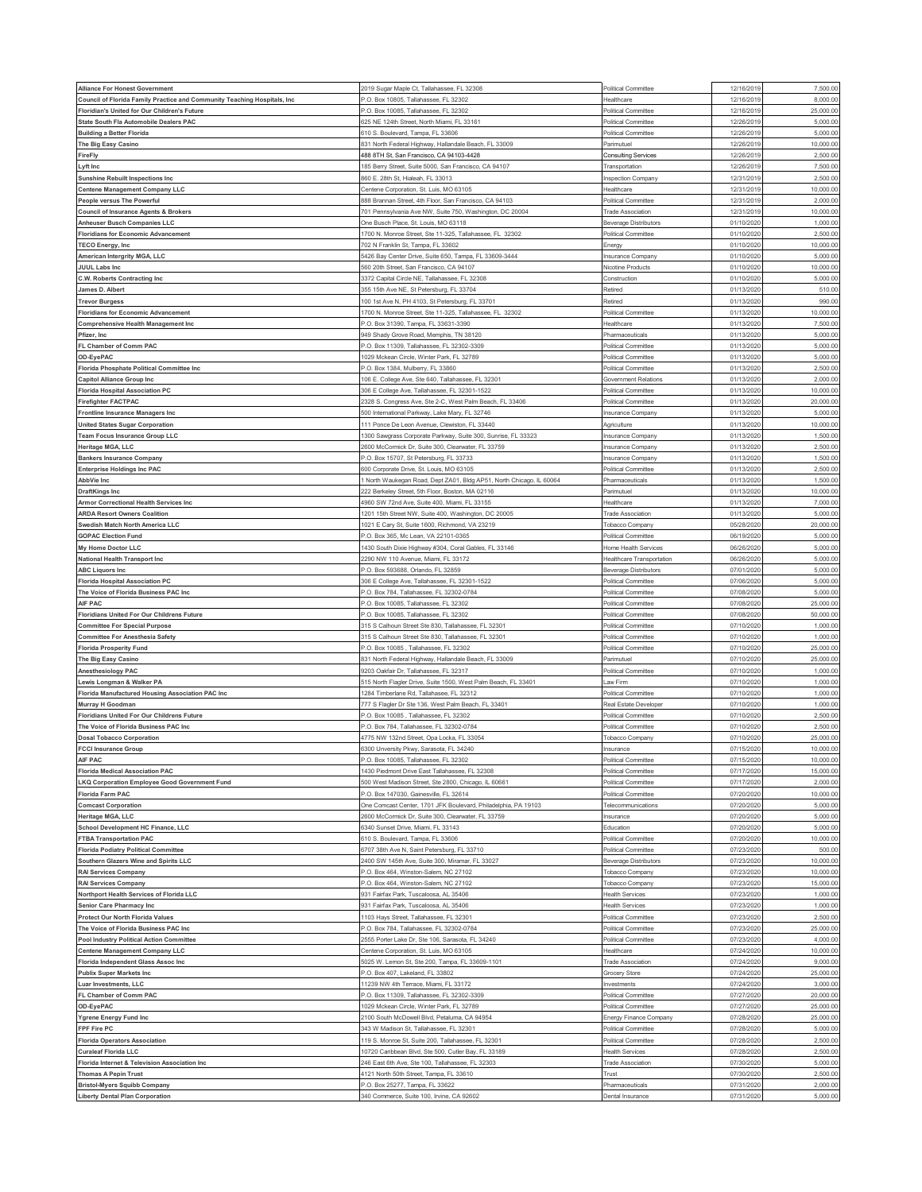| | | | | |
|---|---|---|---|---|
| **Alliance For Honest Government** | 2019 Sugar Maple Ct, Tallahassee, FL 32308 | Political Committee | 12/16/2019 | 7,500.00 |
| **Council of Florida Family Practice and Community Teaching Hospitals, Inc** | P.O. Box 10805, Tallahassee, FL 32302 | Healthcare | 12/16/2019 | 8,000.00 |
| **Floridian's United for Our Children's Future** | P.O. Box 10085, Tallahassee, FL 32302 | Political Committee | 12/16/2019 | 25,000.00 |
| **State South Fla Automobile Dealers PAC** | 625 NE 124th Street, North Miami, FL 33161 | Political Committee | 12/26/2019 | 5,000.00 |
| **Building a Better Florida** | 610 S. Boulevard, Tampa, FL 33606 | Political Committee | 12/26/2019 | 5,000.00 |
| **The Big Easy Casino** | 831 North Federal Highway, Hallandale Beach, FL 33009 | Parimutuel | 12/26/2019 | 10,000.00 |
| **FireFly** | 488 8TH St, San Francisco, CA 94103-4428 | Consulting Services | 12/26/2019 | 2,500.00 |
| **Lyft Inc** | 185 Berry Street, Suite 5000, San Francisco, CA 94107 | Transportation | 12/26/2019 | 7,500.00 |
| **Sunshine Rebuilt Inspections Inc** | 860 E. 28th St, Hialeah, FL 33013 | Inspection Company | 12/31/2019 | 2,500.00 |
| **Centene Management Company LLC** | Centene Corporation, St. Luis, MO 63105 | Healthcare | 12/31/2019 | 10,000.00 |
| **People versus The Powerful** | 888 Brannan Street, 4th Floor, San Francisco, CA 94103 | Political Committee | 12/31/2019 | 2,000.00 |
| **Council of Insurance Agents & Brokers** | 701 Pennsylvania Ave NW, Suite 750, Washington, DC 20004 | Trade Association | 12/31/2019 | 10,000.00 |
| **Anheuser Busch Companies LLC** | One Busch Place, St. Louis, MO 63118 | Beverage Distributors | 01/10/2020 | 1,000.00 |
| **Floridians for Economic Advancement** | 1700 N. Monroe Street, Ste 11-325, Tallahassee, FL 32302 | Political Committee | 01/10/2020 | 2,500.00 |
| **TECO Energy, Inc** | 702 N Franklin St, Tampa, FL 33602 | Energy | 01/10/2020 | 10,000.00 |
| **American Intergrity MGA, LLC** | 5426 Bay Center Drive, Suite 650, Tampa, FL 33609-3444 | Insurance Company | 01/10/2020 | 5,000.00 |
| **JUUL Labs Inc** | 560 20th Street, San Francisco, CA 94107 | Nicotine Products | 01/10/2020 | 10,000.00 |
| **C.W. Roberts Contracting Inc** | 3372 Capital Circle NE, Tallahassee, FL 32308 | Construction | 01/10/2020 | 5,000.00 |
| **James D. Albert** | 355 15th Ave NE, St Petersburg, FL 33704 | Retired | 01/13/2020 | 510.00 |
| **Trevor Burgess** | 100 1st Ave N, PH 4103, St Petersburg, FL 33701 | Retired | 01/13/2020 | 990.00 |
| **Floridians for Economic Advancement** | 1700 N. Monroe Street, Ste 11-325, Tallahassee, FL 32302 | Political Committee | 01/13/2020 | 10,000.00 |
| **Comprehensive Health Management Inc** | P.O. Box 31390, Tampa, FL 33631-3390 | Healthcare | 01/13/2020 | 7,500.00 |
| **Pfizer, Inc** | 949 Shady Grove Road, Memphis, TN 38120 | Pharmaceuticals | 01/13/2020 | 5,000.00 |
| **FL Chamber of Comm PAC** | P.O. Box 11309, Tallahassee, FL 32302-3309 | Political Committee | 01/13/2020 | 5,000.00 |
| **OD-EyePAC** | 1029 Mckean Circle, Winter Park, FL 32789 | Political Committee | 01/13/2020 | 5,000.00 |
| **Florida Phosphate Political Committee Inc** | P.O. Box 1384, Mulberry, FL 33860 | Political Committee | 01/13/2020 | 2,500.00 |
| **Capitol Alliance Group Inc** | 106 E. College Ave, Ste 640, Tallahassee, FL 32301 | Government Relations | 01/13/2020 | 2,000.00 |
| **Florida Hospital Association PC** | 306 E College Ave, Tallahassee, FL 32301-1522 | Political Committee | 01/13/2020 | 10,000.00 |
| **Firefighter FACTPAC** | 2328 S. Congress Ave, Ste 2-C, West Palm Beach, FL 33406 | Political Committee | 01/13/2020 | 20,000.00 |
| **Frontline Insurance Managers Inc** | 500 International Parkway, Lake Mary, FL 32746 | Insurance Company | 01/13/2020 | 5,000.00 |
| **United States Sugar Corporation** | 111 Ponce De Leon Avenue, Clewiston, FL 33440 | Agriculture | 01/13/2020 | 10,000.00 |
| **Team Focus Insurance Group LLC** | 1300 Sawgrass Corporate Parkway, Suite 300, Sunrise, FL 33323 | Insurance Company | 01/13/2020 | 1,500.00 |
| **Heritage MGA, LLC** | 2600 McCormick Dr, Suite 300, Clearwater, FL 33759 | Insurance Company | 01/13/2020 | 2,500.00 |
| **Bankers Insurance Company** | P.O. Box 15707, St Petersburg, FL 33733 | Insurance Company | 01/13/2020 | 1,500.00 |
| **Enterprise Holdings Inc PAC** | 600 Corporate Drive, St. Louis, MO 63105 | Political Committee | 01/13/2020 | 2,500.00 |
| **AbbVie Inc** | 1 North Waukegan Road, Dept ZA01, Bldg AP51, North Chicago, IL 60064 | Pharmaceuticals | 01/13/2020 | 1,500.00 |
| **DraftKings Inc** | 222 Berkeley Street, 5th Floor, Boston, MA 02116 | Parimutuel | 01/13/2020 | 10,000.00 |
| **Armor Correctional Health Services Inc** | 4960 SW 72nd Ave, Suite 400, Miami, FL 33155 | Healthcare | 01/13/2020 | 7,000.00 |
| **ARDA Resort Owners Coalition** | 1201 15th Street NW, Suite 400, Washington, DC 20005 | Trade Association | 01/13/2020 | 5,000.00 |
| **Swedish Match North America LLC** | 1021 E Cary St, Suite 1600, Richmond, VA 23219 | Tobacco Company | 05/28/2020 | 20,000.00 |
| **GOPAC Election Fund** | P.O. Box 365, Mc Lean, VA 22101-0365 | Political Committee | 06/19/2020 | 5,000.00 |
| **My Home Doctor LLC** | 1430 South Dixie Highway #304, Coral Gables, FL 33146 | Home Health Services | 06/26/2020 | 5,000.00 |
| **National Health Transport Inc** | 2290 NW 110 Avenue, Miami, FL 33172 | Healthcare Transportation | 06/26/2020 | 5,000.00 |
| **ABC Liquors Inc** | P.O. Box 593688, Orlando, FL 32859 | Beverage Distributors | 07/01/2020 | 5,000.00 |
| **Florida Hospital Association PC** | 306 E College Ave, Tallahassee, FL 32301-1522 | Political Committee | 07/06/2020 | 5,000.00 |
| **The Voice of Florida Business PAC Inc** | P.O. Box 784, Tallahassee, FL 32302-0784 | Political Committee | 07/08/2020 | 5,000.00 |
| **AIF PAC** | P.O. Box 10085, Tallahassee, FL 32302 | Political Committee | 07/08/2020 | 25,000.00 |
| **Floridians United For Our Childrens Future** | P.O. Box 10085, Tallahassee, FL 32302 | Political Committee | 07/08/2020 | 50,000.00 |
| **Committee For Special Purpose** | 315 S Calhoun Street Ste 830, Tallahassee, FL 32301 | Political Committee | 07/10/2020 | 1,000.00 |
| **Committee For Anesthesia Safety** | 315 S Calhoun Street Ste 830, Tallahassee, FL 32301 | Political Committee | 07/10/2020 | 1,000.00 |
| **Florida Prosperity Fund** | P.O. Box 10085 , Tallahassee, FL 32302 | Political Committee | 07/10/2020 | 25,000.00 |
| **The Big Easy Casino** | 831 North Federal Highway, Hallandale Beach, FL 33009 | Parimutuel | 07/10/2020 | 25,000.00 |
| **Anesthesiology PAC** | 9203 Oakfair Dr, Tallahassee, FL 32317 | Political Committee | 07/10/2020 | 1,000.00 |
| **Lewis Longman & Walker PA** | 515 North Flagler Drive, Suite 1500, West Palm Beach, FL 33401 | Law Firm | 07/10/2020 | 1,000.00 |
| **Florida Manufactured Housing Association PAC Inc** | 1284 Timberlane Rd, Tallahassee, FL 32312 | Political Committee | 07/10/2020 | 1,000.00 |
| **Murray H Goodman** | 777 S Flagler Dr Ste 136, West Palm Beach, FL 33401 | Real Estate Developer | 07/10/2020 | 1,000.00 |
| **Floridians United For Our Childrens Future** | P.O. Box 10085 , Tallahassee, FL 32302 | Political Committee | 07/10/2020 | 2,500.00 |
| **The Voice of Florida Business PAC Inc** | P.O. Box 784, Tallahassee, FL 32302-0784 | Political Committee | 07/10/2020 | 2,500.00 |
| **Dosal Tobacco Corporation** | 4775 NW 132nd Street, Opa Locka, FL 33054 | Tobacco Company | 07/10/2020 | 25,000.00 |
| **FCCI Insurance Group** | 6300 Unversity Pkwy, Sarasota, FL 34240 | Insurance | 07/15/2020 | 10,000.00 |
| **AIF PAC** | P.O. Box 10085, Tallahassee, FL 32302 | Political Committee | 07/15/2020 | 10,000.00 |
| **Florida Medical Association PAC** | 1430 Piedmont Drive East Tallahassee, FL 32308 | Political Committee | 07/17/2020 | 15,000.00 |
| **LKQ Corporation Employee Good Government Fund** | 500 West Madison Street, Ste 2800, Chicago, IL 60661 | Political Committee | 07/17/2020 | 2,000.00 |
| **Florida Farm PAC** | P.O. Box 147030, Gainesville, FL 32614 | Political Committee | 07/20/2020 | 10,000.00 |
| **Comcast Corporation** | One Comcast Center, 1701 JFK Boulevard, Philadelphia, PA 19103 | Telecommunications | 07/20/2020 | 5,000.00 |
| **Heritage MGA, LLC** | 2600 McCormick Dr, Suite 300, Clearwater, FL 33759 | Insurance | 07/20/2020 | 5,000.00 |
| **School Development HC Finance, LLC** | 6340 Sunset Drive, Miami, FL 33143 | Education | 07/20/2020 | 5,000.00 |
| **FTBA Transportation PAC** | 610 S. Boulevard, Tampa, FL 33606 | Political Committee | 07/20/2020 | 10,000.00 |
| **Florida Podiatry Political Committee** | 6707 38th Ave N, Saint Petersburg, FL 33710 | Political Committee | 07/23/2020 | 500.00 |
| **Southern Glazers Wine and Spirits LLC** | 2400 SW 145th Ave, Suite 300, Miramar, FL 33027 | Beverage Distributors | 07/23/2020 | 10,000.00 |
| **RAI Services Company** | P.O. Box 464, Winston-Salem, NC 27102 | Tobacco Company | 07/23/2020 | 10,000.00 |
| **RAI Services Company** | P.O. Box 464, Winston-Salem, NC 27102 | Tobacco Company | 07/23/2020 | 15,000.00 |
| **Northport Health Services of Florida LLC** | 931 Fairfax Park, Tuscaloosa, AL 35406 | Health Services | 07/23/2020 | 1,000.00 |
| **Senior Care Pharmacy Inc** | 931 Fairfax Park, Tuscaloosa, AL 35406 | Health Services | 07/23/2020 | 1,000.00 |
| **Protect Our North Florida Values** | 1103 Hays Street, Tallahassee, FL 32301 | Political Committee | 07/23/2020 | 2,500.00 |
| **The Voice of Florida Business PAC Inc** | P.O. Box 784, Tallahassee, FL 32302-0784 | Political Committee | 07/23/2020 | 25,000.00 |
| **Pool Industry Political Action Committee** | 2555 Porter Lake Dr, Ste 106, Sarasota, FL 34240 | Political Committee | 07/23/2020 | 4,000.00 |
| **Centene Management Company LLC** | Centene Corporation, St. Luis, MO 63105 | Healthcare | 07/24/2020 | 10,000.00 |
| **Florida Independent Glass Assoc Inc** | 5025 W. Lemon St, Ste 200, Tampa, FL 33609-1101 | Trade Association | 07/24/2020 | 9,000.00 |
| **Publix Super Markets Inc** | P.O. Box 407, Lakeland, FL 33802 | Grocery Store | 07/24/2020 | 25,000.00 |
| **Luar Investments, LLC** | 11239 NW 4th Terrace, Miami, FL 33172 | Investments | 07/24/2020 | 3,000.00 |
| **FL Chamber of Comm PAC** | P.O. Box 11309, Tallahassee, FL 32302-3309 | Political Committee | 07/27/2020 | 20,000.00 |
| **OD-EyePAC** | 1029 Mckean Circle, Winter Park, FL 32789 | Political Committee | 07/27/2020 | 25,000.00 |
| **Ygrene Energy Fund Inc** | 2100 South McDowell Blvd, Petaluma, CA 94954 | Energy Finance Company | 07/28/2020 | 25,000.00 |
| **FPF Fire PC** | 343 W Madison St, Tallahassee, FL 32301 | Political Committee | 07/28/2020 | 5,000.00 |
| **Florida Operators Association** | 119 S. Monroe St, Suite 200, Tallahassee, FL 32301 | Political Committee | 07/28/2020 | 2,500.00 |
| **Curaleaf Florida LLC** | 10720 Caribbean Blvd, Ste 500, Cutler Bay, FL 33189 | Health Services | 07/28/2020 | 2,500.00 |
| **Florida Internet & Television Association Inc** | 246 East 6th Ave, Ste 100, Tallahassee, FL 32303 | Trade Association | 07/30/2020 | 5,000.00 |
| **Thomas A Pepin Trust** | 4121 North 50th Street, Tampa, FL 33610 | Trust | 07/30/2020 | 2,500.00 |
| **Bristol-Myers Squibb Company** | P.O. Box 25277, Tampa, FL 33622 | Pharmaceuticals | 07/31/2020 | 2,000.00 |
| **Liberty Dental Plan Corporation** | 340 Commerce, Suite 100, Irvine, CA 92602 | Dental Insurance | 07/31/2020 | 5,000.00 |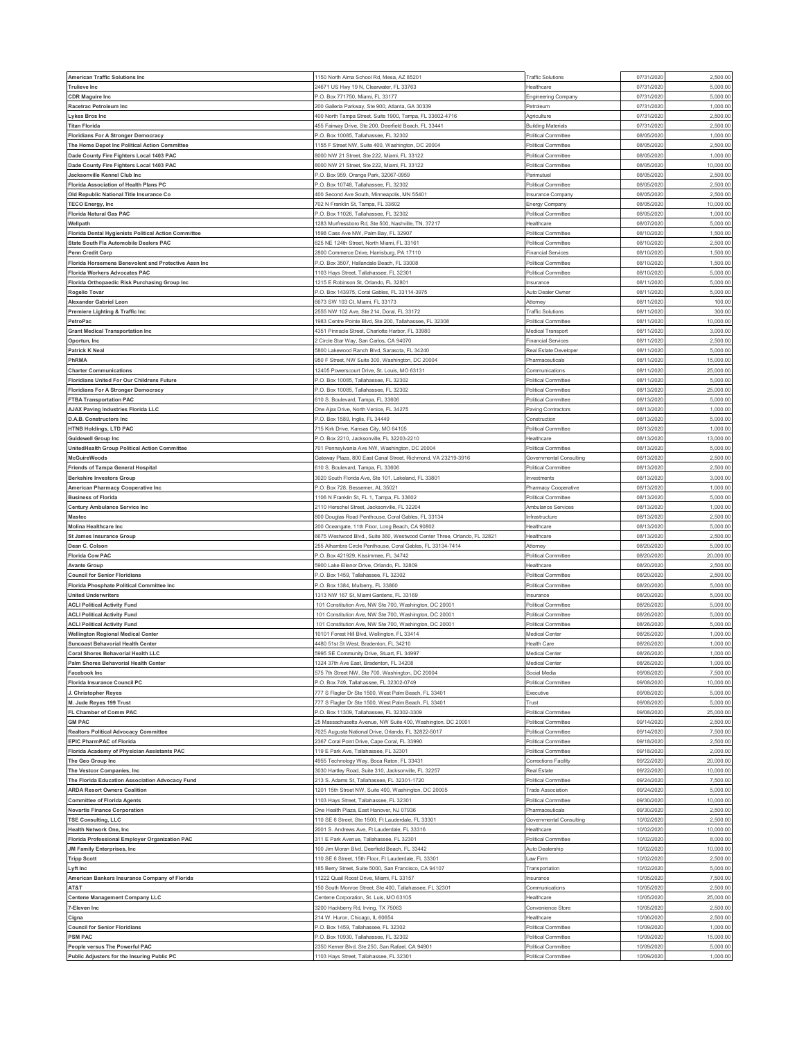| American Traffic Solutions Inc | 1150 North Alma School Rd, Mesa, AZ 85201 | Traffic Solutions | 07/31/2020 | 2,500.00 |
|---|---|---|---|---|
| Trulieve Inc | 24671 US Hwy 19 N, Clearwater, FL 33763 | Healthcare | 07/31/2020 | 5,000.00 |
| CDR Maguire Inc | P.O. Box 771750, Miami, FL 33177 | Engineering Company | 07/31/2020 | 5,000.00 |
| Racetrac Petroleum Inc | 200 Galleria Parkway, Ste 900, Atlanta, GA 30339 | Petroleum | 07/31/2020 | 1,000.00 |
| Lykes Bros Inc | 400 North Tampa Street, Suite 1900, Tampa, FL 33602-4716 | Agriculture | 07/31/2020 | 2,500.00 |
| Titan Florida | 455 Fairway Drive, Ste 200, Deerfield Beach, FL 33441 | Building Materials | 07/31/2020 | 2,500.00 |
| Floridians For A Stronger Democracy | P.O. Box 10085, Tallahassee, FL 32302 | Political Committee | 08/05/2020 | 1,000.00 |
| The Home Depot Inc Political Action Committee | 1155 F Street NW, Suite 400, Washington, DC 20004 | Political Committee | 08/05/2020 | 2,500.00 |
| Dade County Fire Fighters Local 1403 PAC | 8000 NW 21 Street, Ste 222, Miami, FL 33122 | Political Committee | 08/05/2020 | 1,000.00 |
| Dade County Fire Fighters Local 1403 PAC | 8000 NW 21 Street, Ste 222, Miami, FL 33122 | Political Committee | 08/05/2020 | 10,000.00 |
| Jacksonville Kennel Club Inc | P.O. Box 959, Orange Park, 32067-0959 | Parimutuel | 08/05/2020 | 2,500.00 |
| Florida Association of Health Plans PC | P.O. Box 10748, Tallahassee, FL 32302 | Political Committee | 08/05/2020 | 2,500.00 |
| Old Republic National Title Insurance Co | 400 Second Ave South, Minneapolis, MN 55401 | Insurance Company | 08/05/2020 | 2,500.00 |
| TECO Energy, Inc | 702 N Franklin St, Tampa, FL 33602 | Energy Company | 08/05/2020 | 10,000.00 |
| Florida Natural Gas PAC | P.O. Box 11026, Tallahassee, FL 32302 | Political Committee | 08/05/2020 | 1,000.00 |
| Wellpath | 1283 Murfressboro Rd, Ste 500, Nashville, TN, 37217 | Healthcare | 08/07/2020 | 5,000.00 |
| Florida Dental Hygienists Political Action Committee | 1598 Cass Ave NW, Palm Bay, FL 32907 | Political Committee | 08/10/2020 | 1,500.00 |
| State South Fla Automobile Dealers PAC | 625 NE 124th Street, North Miami, FL 33161 | Political Committee | 08/10/2020 | 2,500.00 |
| Penn Credit Corp | 2800 Commerce Drive, Harrisburg, PA 17110 | Financial Services | 08/10/2020 | 1,500.00 |
| Florida Horsemens Benevolent and Protective Assn Inc | P.O. Box 3507, Hallandale Beach, FL 33008 | Political Committee | 08/10/2020 | 1,500.00 |
| Florida Workers Advocates PAC | 1103 Hays Street, Tallahassee, FL 32301 | Political Committee | 08/10/2020 | 5,000.00 |
| Florida Orthopaedic Risk Purchasing Group Inc | 1215 E Robinson St, Orlando, FL 32801 | Insurance | 08/11/2020 | 5,000.00 |
| Rogelio Tovar | P.O. Box 143975, Coral Gables, FL 33114-3975 | Auto Dealer Owner | 08/11/2020 | 5,000.00 |
| Alexander Gabriel Leon | 6673 SW 103 Ct, Miami, FL 33173 | Attorney | 08/11/2020 | 100.00 |
| Premiere Lighting & Traffic Inc | 2555 NW 102 Ave, Ste 214, Doral, FL 33172 | Traffic Solutions | 08/11/2020 | 300.00 |
| PetroPac | 1983 Centre Pointe Blvd, Ste 200, Tallahassee, FL 32308 | Political Committee | 08/11/2020 | 10,000.00 |
| Grant Medical Transportation Inc | 4351 Pinnacle Street, Charlotte Harbor, FL 33980 | Medical Transport | 08/11/2020 | 3,000.00 |
| Oportun, Inc | 2 Circle Star Way, San Carlos, CA 94070 | Financial Services | 08/11/2020 | 2,500.00 |
| Patrick K Neal | 5800 Lakewood Ranch Blvd, Sarasota, FL 34240 | Real Estate Developer | 08/11/2020 | 5,000.00 |
| PhRMA | 950 F Street, NW Suite 300, Washington, DC 20004 | Pharmaceuticals | 08/11/2020 | 15,000.00 |
| Charter Communications | 12405 Powerscourt Drive, St. Louis, MO 63131 | Communications | 08/11/2020 | 25,000.00 |
| Floridians United For Our Childrens Future | P.O. Box 10085, Tallahassee, FL 32302 | Political Committee | 08/11/2020 | 5,000.00 |
| Floridians For A Stronger Democracy | P.O. Box 10085, Tallahassee, FL 32302 | Political Committee | 08/13/2020 | 25,000.00 |
| FTBA Transportation PAC | 610 S. Boulevard, Tampa, FL 33606 | Political Committee | 08/13/2020 | 5,000.00 |
| AJAX Paving Industries Florida LLC | One Ajax Drive, North Venice, FL 34275 | Paving Contractors | 08/13/2020 | 1,000.00 |
| D.A.B. Constructors Inc | P.O. Box 1589, Inglis, FL 34449 | Construction | 08/13/2020 | 5,000.00 |
| HTNB Holdings, LTD PAC | 715 Kirk Drive, Kansas City, MO 64105 | Political Committee | 08/13/2020 | 1,000.00 |
| Guidewell Group Inc | P.O. Box 2210, Jacksonville, FL 32203-2210 | Healthcare | 08/13/2020 | 13,000.00 |
| UnitedHealth Group Political Action Committee | 701 Pennsylvania Ave NW, Washington, DC 20004 | Political Committee | 08/13/2020 | 5,000.00 |
| McGuireWoods | Gateway Plaza, 800 East Canal Street, Richmond, VA 23219-3916 | Governmental Consulting | 08/13/2020 | 2,500.00 |
| Friends of Tampa General Hospital | 610 S. Boulevard, Tampa, FL 33606 | Political Committee | 08/13/2020 | 2,500.00 |
| Berkshire Investors Group | 3020 South Florida Ave, Ste 101, Lakeland, FL 33801 | Investments | 08/13/2020 | 3,000.00 |
| American Pharmacy Cooperative Inc | P.O. Box 728, Bessemer, AL 35021 | Pharmacy Cooperative | 08/13/2020 | 1,000.00 |
| Business of Florida | 1106 N Franklin St, FL 1, Tampa, FL 33602 | Political Committee | 08/13/2020 | 5,000.00 |
| Century Ambulance Service Inc | 2110 Herschel Street, Jacksonville, FL 32204 | Ambulance Services | 08/13/2020 | 1,000.00 |
| Mastec | 800 Douglas Road Penthouse, Coral Gables, FL 33134 | Infrastructure | 08/13/2020 | 2,500.00 |
| Molina Healthcare Inc | 200 Oceangate, 11th Floor, Long Beach, CA 90802 | Healthcare | 08/13/2020 | 5,000.00 |
| St James Insurance Group | 6675 Westwood Blvd., Suite 360, Westwood Center Three, Orlando, FL 32821 | Healthcare | 08/13/2020 | 2,500.00 |
| Dean C. Colson | 255 Alhambra Circle Penthouse, Coral Gables, FL 33134-7414 | Attorney | 08/20/2020 | 5,000.00 |
| Florida Cow PAC | P.O. Box 421929, Kissimmee, FL 34742 | Political Committee | 08/20/2020 | 20,000.00 |
| Avante Group | 5900 Lake Ellenor Drive, Orlando, FL 32809 | Healthcare | 08/20/2020 | 2,500.00 |
| Council for Senior Floridians | P.O. Box 1459, Tallahassee, FL 32302 | Political Committee | 08/20/2020 | 2,500.00 |
| Florida Phosphate Political Committee Inc | P.O. Box 1384, Mulberry, FL 33860 | Political Committee | 08/20/2020 | 5,000.00 |
| United Underwriters | 1313 NW 167 St, Miami Gardens, FL 33169 | Insurance | 08/20/2020 | 5,000.00 |
| ACLI Political Activity Fund | 101 Constitution Ave, NW Ste 700, Washington, DC 20001 | Political Committee | 08/26/2020 | 5,000.00 |
| ACLI Political Activity Fund | 101 Constitution Ave, NW Ste 700, Washington, DC 20001 | Political Committee | 08/26/2020 | 5,000.00 |
| ACLI Political Activity Fund | 101 Constitution Ave, NW Ste 700, Washington, DC 20001 | Political Committee | 08/26/2020 | 5,000.00 |
| Wellington Regional Medical Center | 10101 Forest Hill Blvd, Wellington, FL 33414 | Medical Center | 08/26/2020 | 1,000.00 |
| Suncoast Behavorial Health Center | 4480 51st St West, Bradenton, FL 34210 | Health Care | 08/26/2020 | 1,000.00 |
| Coral Shores Behavorial Health LLC | 5995 SE Community Drive, Stuart, FL 34997 | Medical Center | 08/26/2020 | 1,000.00 |
| Palm Shores Behavorial Health Center | 1324 37th Ave East, Bradenton, FL 34208 | Medical Center | 08/26/2020 | 1,000.00 |
| Facebook Inc | 575 7th Street NW, Ste 700, Washington, DC 20004 | Social Media | 09/08/2020 | 7,500.00 |
| Florida Insurance Council PC | P.O. Box 749, Tallahassee, FL 32302-0749 | Political Committee | 09/08/2020 | 10,000.00 |
| J. Christopher Reyes | 777 S Flagler Dr Ste 1500, West Palm Beach, FL 33401 | Executive | 09/08/2020 | 5,000.00 |
| M. Jude Reyes 199 Trust | 777 S Flagler Dr Ste 1500, West Palm Beach, FL 33401 | Trust | 09/08/2020 | 5,000.00 |
| FL Chamber of Comm PAC | P.O. Box 11309, Tallahassee, FL 32302-3309 | Political Committee | 09/08/2020 | 25,000.00 |
| GM PAC | 25 Massachusetts Avenue, NW Suite 400, Washington, DC 20001 | Political Committee | 09/14/2020 | 2,500.00 |
| Realtors Political Advocacy Committee | 7025 Augusta National Drive, Orlando, FL 32822-5017 | Political Committee | 09/14/2020 | 7,500.00 |
| EPIC PharmPAC of Florida | 2367 Coral Point Drive, Cape Coral, FL 33990 | Political Committee | 09/18/2020 | 2,500.00 |
| Florida Academy of Physician Assistants PAC | 119 E Park Ave, Tallahassee, FL 32301 | Political Committee | 09/18/2020 | 2,000.00 |
| The Geo Group Inc | 4955 Technology Way, Boca Raton, FL 33431 | Corrections Facility | 09/22/2020 | 20,000.00 |
| The Vestcor Companies, Inc | 3030 Hartley Road, Suite 310, Jacksonville, FL 32257 | Real Estate | 09/22/2020 | 10,000.00 |
| The Florida Education Association Advocacy Fund | 213 S. Adams St, Tallahassee, FL 32301-1720 | Political Committee | 09/24/2020 | 7,500.00 |
| ARDA Resort Owners Coalition | 1201 15th Street NW, Suite 400, Washington, DC 20005 | Trade Association | 09/24/2020 | 5,000.00 |
| Committee of Florida Agents | 1103 Hays Street, Tallahassee, FL 32301 | Political Committee | 09/30/2020 | 10,000.00 |
| Novartis Finance Corporation | One Health Plaza, East Hanover, NJ 07936 | Pharmaceuticals | 09/30/2020 | 2,500.00 |
| TSE Consulting, LLC | 110 SE 6 Street, Ste 1500, Ft Lauderdale, FL 33301 | Governmental Consulting | 10/02/2020 | 2,500.00 |
| Health Network One, Inc | 2001 S. Andrews Ave, Ft Lauderdale, FL 33316 | Healthcare | 10/02/2020 | 10,000.00 |
| Florida Professional Employer Organization PAC | 311 E Park Avenue, Tallahassee, FL 32301 | Political Committee | 10/02/2020 | 8,000.00 |
| JM Family Enterprises, Inc | 100 Jim Moran Blvd, Deerfield Beach, FL 33442 | Auto Dealership | 10/02/2020 | 10,000.00 |
| Tripp Scott | 110 SE 6 Street, 15th Floor, Ft Lauderdale, FL 33301 | Law Firm | 10/02/2020 | 2,500.00 |
| Lyft Inc | 185 Berry Street, Suite 5000, San Francisco, CA 94107 | Transportation | 10/02/2020 | 5,000.00 |
| American Bankers Insurance Company of Florida | 11222 Quail Roost Drive, Miami, FL 33157 | Insurance | 10/05/2020 | 7,500.00 |
| AT&T | 150 South Monroe Street, Ste 400, Tallahassee, FL 32301 | Communications | 10/05/2020 | 2,500.00 |
| Centene Management Company LLC | Centene Corporation, St. Luis, MO 63105 | Healthcare | 10/05/2020 | 25,000.00 |
| 7-Eleven Inc | 3200 Hackberry Rd, Irving, TX 75063 | Convenience Store | 10/05/2020 | 2,500.00 |
| Cigna | 214 W. Huron, Chicago, IL 60654 | Healthcare | 10/06/2020 | 2,500.00 |
| Council for Senior Floridians | P.O. Box 1459, Tallahassee, FL 32302 | Political Committee | 10/09/2020 | 1,000.00 |
| PSM PAC | P.O. Box 10930, Tallahassee, FL 32302 | Political Committee | 10/09/2020 | 15,000.00 |
| People versus The Powerful PAC | 2350 Kerner Blvd, Ste 250, San Rafael, CA 94901 | Political Committee | 10/09/2020 | 5,000.00 |
| Public Adjusters for the Insuring Public PC | 1103 Hays Street, Tallahassee, FL 32301 | Political Committee | 10/09/2020 | 1,000.00 |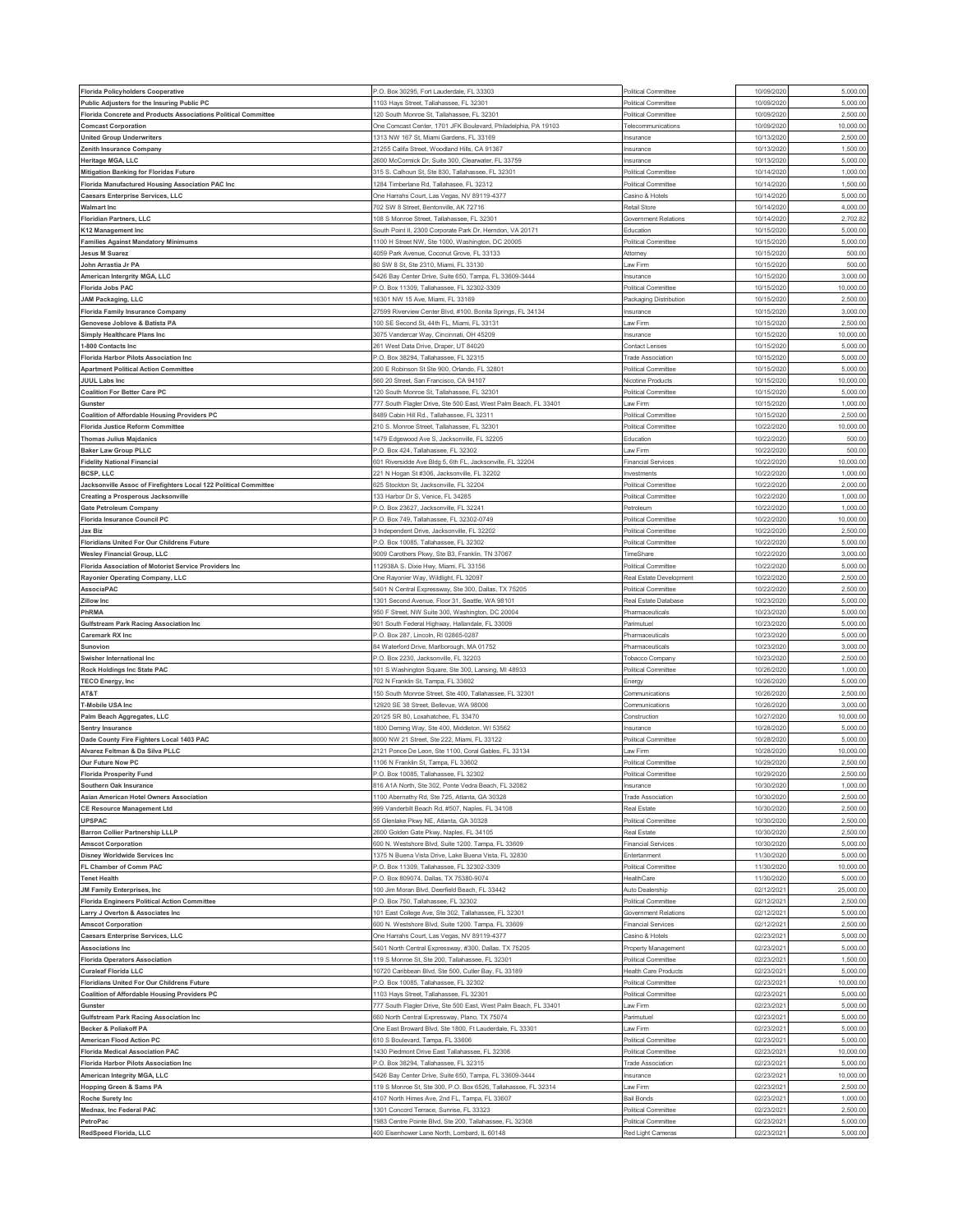| | | | | |
|---|---|---|---|---|
| **Florida Policyholders Cooperative** | P.O. Box 30295, Fort Lauderdale, FL 33303 | Political Committee | 10/09/2020 | 5,000.00 |
| **Public Adjusters for the Insuring Public PC** | 1103 Hays Street, Tallahassee, FL 32301 | Political Committee | 10/09/2020 | 5,000.00 |
| **Florida Concrete and Products Associations Political Committee** | 120 South Monroe St, Tallahassee, FL 32301 | Political Committee | 10/09/2020 | 2,500.00 |
| **Comcast Corporation** | One Comcast Center, 1701 JFK Boulevard, Philadelphia, PA 19103 | Telecommunications | 10/09/2020 | 10,000.00 |
| **United Group Underwriters** | 1313 NW 167 St, Miami Gardens, FL 33169 | Insurance | 10/13/2020 | 2,500.00 |
| **Zenith Insurance Company** | 21255 Califa Street, Woodland Hills, CA 91367 | Insurance | 10/13/2020 | 1,500.00 |
| **Heritage MGA, LLC** | 2600 McCormick Dr, Suite 300, Clearwater, FL 33759 | Insurance | 10/13/2020 | 5,000.00 |
| **Mitigation Banking for Floridas Future** | 315 S. Calhoun St, Ste 830, Tallahassee, FL 32301 | Political Committee | 10/14/2020 | 1,000.00 |
| **Florida Manufactured Housing Association PAC Inc** | 1284 Timberlane Rd, Tallahassee, FL 32312 | Political Committee | 10/14/2020 | 1,500.00 |
| **Caesars Enterprise Services, LLC** | One Harrahs Court, Las Vegas, NV 89119-4377 | Casino & Hotels | 10/14/2020 | 5,000.00 |
| **Walmart Inc** | 702 SW 8 Street, Bentonville, AK 72716 | Retail Store | 10/14/2020 | 4,000.00 |
| **Floridian Partners, LLC** | 108 S Monroe Street, Tallahassee, FL 32301 | Government Relations | 10/14/2020 | 2,702.82 |
| **K12 Management Inc** | South Point II, 2300 Corporate Park Dr, Herndon, VA 20171 | Education | 10/15/2020 | 5,000.00 |
| **Families Against Mandatory Minimums** | 1100 H Street NW, Ste 1000, Washington, DC 20005 | Political Committee | 10/15/2020 | 5,000.00 |
| **Jesus M Suarez** | 4059 Park Avenue, Coconut Grove, FL 33133 | Attorney | 10/15/2020 | 500.00 |
| **John Arrastia Jr PA** | 80 SW 8 St, Ste 2310, Miami, FL 33130 | Law Firm | 10/15/2020 | 500.00 |
| **American Intergrity MGA, LLC** | 5426 Bay Center Drive, Suite 650, Tampa, FL 33609-3444 | Insurance | 10/15/2020 | 3,000.00 |
| **Florida Jobs PAC** | P.O. Box 11309, Tallahassee, FL 32302-3309 | Political Committee | 10/15/2020 | 10,000.00 |
| **JAM Packaging, LLC** | 16301 NW 15 Ave, Miami, FL 33169 | Packaging Distribution | 10/15/2020 | 2,500.00 |
| **Florida Family Insurance Company** | 27599 Riverview Center Blvd, #100, Bonita Springs, FL 34134 | Insurance | 10/15/2020 | 3,000.00 |
| **Genovese Joblove & Batista PA** | 100 SE Second St, 44th FL, Miami, FL 33131 | Law Firm | 10/15/2020 | 2,500.00 |
| **Simply Healthcare Plans Inc** | 3075 Vandercar Way, Cincinnati, OH 45209 | Insurance | 10/15/2020 | 10,000.00 |
| **1-800 Contacts Inc** | 261 West Data Drive, Draper, UT 84020 | Contact Lenses | 10/15/2020 | 5,000.00 |
| **Florida Harbor Pilots Association Inc** | P.O. Box 38294, Tallahassee, FL 32315 | Trade Association | 10/15/2020 | 5,000.00 |
| **Apartment Political Action Committee** | 200 E Robinson St Ste 900, Orlando, FL 32801 | Political Committee | 10/15/2020 | 5,000.00 |
| **JUUL Labs Inc** | 560 20 Street, San Francisco, CA 94107 | Nicotine Products | 10/15/2020 | 10,000.00 |
| **Coalition For Better Care PC** | 120 South Monroe St, Tallahassee, FL 32301 | Political Committee | 10/15/2020 | 5,000.00 |
| **Gunster** | 777 South Flagler Drive, Ste 500 East, West Palm Beach, FL 33401 | Law Firm | 10/15/2020 | 1,000.00 |
| **Coalition of Affordable Housing Providers PC** | 8489 Cabin Hill Rd., Tallahassee, FL 32311 | Political Committee | 10/15/2020 | 2,500.00 |
| **Florida Justice Reform Committee** | 210 S. Monroe Street, Tallahassee, FL 32301 | Political Committee | 10/22/2020 | 10,000.00 |
| **Thomas Julius Majdanics** | 1479 Edgewood Ave S, Jacksonville, FL 32205 | Education | 10/22/2020 | 500.00 |
| **Baker Law Group PLLC** | P.O. Box 424, Tallahassee, FL 32302 | Law Firm | 10/22/2020 | 500.00 |
| **Fidelity National Financial** | 601 Riverside Ave Bldg 5, 6th FL, Jacksonville, FL 32204 | Financial Services | 10/22/2020 | 10,000.00 |
| **BCSP, LLC** | 221 N Hogan St #306, Jacksonville, FL 32202 | Investments | 10/22/2020 | 1,000.00 |
| **Jacksonville Assoc of Firefighters Local 122 Political Committee** | 625 Stockton St, Jacksonville, FL 32204 | Political Committee | 10/22/2020 | 2,000.00 |
| **Creating a Prosperous Jacksonville** | 133 Harbor Dr S, Venice, FL 34285 | Political Committee | 10/22/2020 | 1,000.00 |
| **Gate Petroleum Company** | P.O. Box 23627, Jacksonville, FL 32241 | Petroleum | 10/22/2020 | 1,000.00 |
| **Florida Insurance Council PC** | P.O. Box 749, Tallahassee, FL 32302-0749 | Political Committee | 10/22/2020 | 10,000.00 |
| **Jax Biz** | 3 Independent Drive, Jacksonville, FL 32202 | Political Committee | 10/22/2020 | 2,500.00 |
| **Floridians United For Our Childrens Future** | P.O. Box 10085, Tallahassee, FL 32302 | Political Committee | 10/22/2020 | 5,000.00 |
| **Wesley Financial Group, LLC** | 9009 Carothers Pkwy, Ste B3, Franklin, TN 37067 | TimeShare | 10/22/2020 | 3,000.00 |
| **Florida Association of Motorist Service Providers Inc** | 112938A S. Dixie Hwy, Miami, FL 33156 | Political Committee | 10/22/2020 | 5,000.00 |
| **Rayonier Operating Company, LLC** | One Rayonier Way, Wildlight, FL 32097 | Real Estate Development | 10/22/2020 | 2,500.00 |
| **AssociaPAC** | 5401 N Central Expressway, Ste 300, Dallas, TX 75205 | Political Committee | 10/22/2020 | 2,500.00 |
| **Zillow Inc** | 1301 Second Avenue, Floor 31, Seattle, WA 98101 | Real Estate Database | 10/23/2020 | 5,000.00 |
| **PhRMA** | 950 F Street, NW Suite 300, Washington, DC 20004 | Pharmaceuticals | 10/23/2020 | 5,000.00 |
| **Gulfstream Park Racing Association Inc** | 901 South Federal Highway, Hallandale, FL 33009 | Parimutuel | 10/23/2020 | 5,000.00 |
| **Caremark RX Inc** | P.O. Box 287, Lincoln, RI 02865-0287 | Pharmaceuticals | 10/23/2020 | 5,000.00 |
| **Sunovion** | 84 Waterford Drive, Marlborough, MA 01752 | Pharmaceuticals | 10/23/2020 | 3,000.00 |
| **Swisher International Inc** | P.O. Box 2230, Jacksonville, FL 32203 | Tobacco Company | 10/23/2020 | 2,500.00 |
| **Rock Holdings Inc State PAC** | 101 S Washington Square, Ste 300, Lansing, MI 48933 | Political Committee | 10/26/2020 | 1,000.00 |
| **TECO Energy, Inc** | 702 N Franklin St, Tampa, FL 33602 | Energy | 10/26/2020 | 5,000.00 |
| **AT&T** | 150 South Monroe Street, Ste 400, Tallahassee, FL 32301 | Communications | 10/26/2020 | 2,500.00 |
| **T-Mobile USA Inc** | 12920 SE 38 Street, Bellevue, WA 98006 | Communications | 10/26/2020 | 3,000.00 |
| **Palm Beach Aggregates, LLC** | 20125 SR 80, Loxahatchee, FL 33470 | Construction | 10/27/2020 | 10,000.00 |
| **Sentry Insurance** | 1800 Deming Way, Ste 400, Middleton, WI 53562 | Insurance | 10/28/2020 | 5,000.00 |
| **Dade County Fire Fighters Local 1403 PAC** | 8000 NW 21 Street, Ste 222, Miami, FL 33122 | Political Committee | 10/28/2020 | 5,000.00 |
| **Alvarez Feltman & Da Silva PLLC** | 2121 Ponce De Leon, Ste 1100, Coral Gables, FL 33134 | Law Firm | 10/28/2020 | 10,000.00 |
| **Our Future Now PC** | 1106 N Franklin St, Tampa, FL 33602 | Political Committee | 10/29/2020 | 2,500.00 |
| **Florida Prosperity Fund** | P.O. Box 10085, Tallahassee, FL 32302 | Political Committee | 10/29/2020 | 2,500.00 |
| **Southern Oak Insurance** | 816 A1A North, Ste 302, Ponte Vedra Beach, FL 32082 | Insurance | 10/30/2020 | 1,000.00 |
| **Asian American Hotel Owners Association** | 1100 Abernathy Rd, Ste 725, Atlanta, GA 30328 | Trade Association | 10/30/2020 | 2,500.00 |
| **CE Resource Management Ltd** | 999 Vanderbilt Beach Rd, #507, Naples, FL 34108 | Real Estate | 10/30/2020 | 2,500.00 |
| **UPSPAC** | 55 Glenlake Pkwy NE, Atlanta, GA 30328 | Political Committee | 10/30/2020 | 2,500.00 |
| **Barron Collier Partnership LLLP** | 2600 Golden Gate Pkwy, Naples, FL 34105 | Real Estate | 10/30/2020 | 2,500.00 |
| **Amscot Corporation** | 600 N. Westshore Blvd, Suite 1200. Tampa, FL 33609 | Financial Services | 10/30/2020 | 5,000.00 |
| **Disney Worldwide Services Inc** | 1375 N Buena Vista Drive, Lake Buena Vista, FL 32830 | Entertainment | 11/30/2020 | 5,000.00 |
| **FL Chamber of Comm PAC** | P.O. Box 11309, Tallahassee, FL 32302-3309 | Political Committee | 11/30/2020 | 10,000.00 |
| **Tenet Health** | P.O. Box 809074, Dallas, TX 75380-9074 | HealthCare | 11/30/2020 | 5,000.00 |
| **JM Family Enterprises, Inc** | 100 Jim Moran Blvd, Deerfield Beach, FL 33442 | Auto Dealership | 02/12/2021 | 25,000.00 |
| **Florida Engineers Political Action Committee** | P.O. Box 750, Tallahassee, FL 32302 | Political Committee | 02/12/2021 | 2,500.00 |
| **Larry J Overton & Associates Inc** | 101 East College Ave, Ste 302, Tallahassee, FL 32301 | Government Relations | 02/12/2021 | 5,000.00 |
| **Amscot Corporation** | 600 N. Westshore Blvd, Suite 1200. Tampa, FL 33609 | Financial Services | 02/12/2021 | 2,500.00 |
| **Caesars Enterprise Services, LLC** | One Harrahs Court, Las Vegas, NV 89119-4377 | Casino & Hotels | 02/23/2021 | 5,000.00 |
| **Associations Inc** | 5401 North Central Expressway, #300, Dallas, TX 75205 | Property Management | 02/23/2021 | 5,000.00 |
| **Florida Operators Association** | 119 S Monroe St, Ste 200, Tallahassee, FL 32301 | Political Committee | 02/23/2021 | 1,500.00 |
| **Curaleaf Florida LLC** | 10720 Caribbean Blvd, Ste 500, Cutler Bay, FL 33189 | Health Care Products | 02/23/2021 | 5,000.00 |
| **Floridians United For Our Childrens Future** | P.O. Box 10085, Tallahassee, FL 32302 | Political Committee | 02/23/2021 | 10,000.00 |
| **Coalition of Affordable Housing Providers PC** | 1103 Hays Street, Tallahassee, FL 32301 | Political Committee | 02/23/2021 | 5,000.00 |
| **Gunster** | 777 South Flagler Drive, Ste 500 East, West Palm Beach, FL 33401 | Law Firm | 02/23/2021 | 5,000.00 |
| **Gulfstream Park Racing Association Inc** | 660 North Central Expressway, Plano, TX 75074 | Parimutuel | 02/23/2021 | 5,000.00 |
| **Becker & Poliakoff PA** | One East Broward Blvd, Ste 1800, Ft Lauderdale, FL 33301 | Law Firm | 02/23/2021 | 5,000.00 |
| **American Flood Action PC** | 610 S Boulevard, Tampa, FL 33606 | Political Committee | 02/23/2021 | 5,000.00 |
| **Florida Medical Association PAC** | 1430 Piedmont Drive East Tallahassee, FL 32308 | Political Committee | 02/23/2021 | 10,000.00 |
| **Florida Harbor Pilots Association Inc** | P.O. Box 38294, Tallahassee, FL 32315 | Trade Association | 02/23/2021 | 5,000.00 |
| **American Integrity MGA, LLC** | 5426 Bay Center Drive, Suite 650, Tampa, FL 33609-3444 | Insurance | 02/23/2021 | 10,000.00 |
| **Hopping Green & Sams PA** | 119 S Monroe St, Ste 300, P.O. Box 6526, Tallahassee, FL 32314 | Law Firm | 02/23/2021 | 2,500.00 |
| **Roche Surety Inc** | 4107 North Himes Ave, 2nd FL, Tampa, FL 33607 | Bail Bonds | 02/23/2021 | 1,000.00 |
| **Mednax, Inc Federal PAC** | 1301 Concord Terrace, Sunrise, FL 33323 | Political Committee | 02/23/2021 | 2,500.00 |
| **PetroPac** | 1983 Centre Pointe Blvd, Ste 200, Tallahassee, FL 32308 | Political Committee | 02/23/2021 | 5,000.00 |
| **RedSpeed Florida, LLC** | 400 Eisenhower Lane North, Lombard, IL 60148 | Red Light Cameras | 02/23/2021 | 5,000.00 |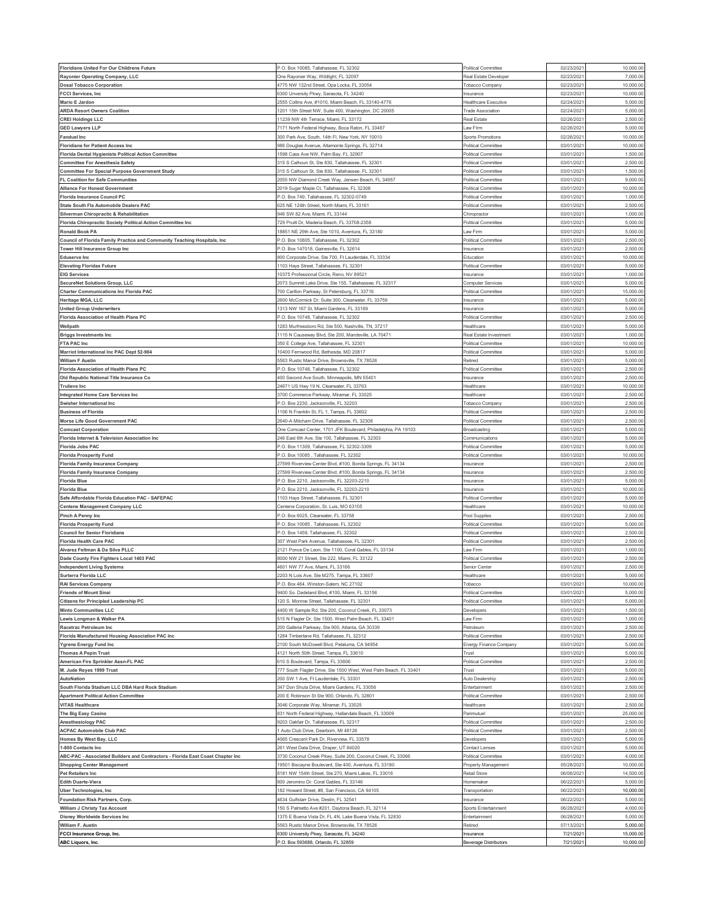| | | | | |
|---|---|---|---|---|
| **Floridians United For Our Childrens Future** | P.O. Box 10085, Tallahassee, FL 32302 | Political Committee | 02/23/2021 | 10,000.00 |
| **Rayonier Operating Company, LLC** | One Rayonier Way, Wildlight, FL 32097 | Real Estate Developer | 02/23/2021 | 7,000.00 |
| **Dosal Tobacco Corporation** | 4775 NW 132nd Street, Opa Locka, FL 33054 | Tobacco Company | 02/23/2021 | 10,000.00 |
| **FCCI Services, Inc** | 6300 Unversity Pkwy, Sarasota, FL 34240 | Insurance | 02/23/2021 | 10,000.00 |
| **Mario E Jardon** | 2555 Collins Ave, #1010, Miami Beach, FL 33140-4776 | Healthcare Executive | 02/24/2021 | 5,000.00 |
| **ARDA Resort Owners Coalition** | 1201 15th Street NW, Suite 400, Washington, DC 20005 | Trade Association | 02/24/2021 | 5,000.00 |
| **CREI Holdings LLC** | 11239 NW 4th Terrace, Miami, FL 33172 | Real Estate | 02/26/2021 | 2,500.00 |
| **GED Lawyers LLP** | 7171 North Federal Highway, Boca Raton, FL 33487 | Law Firm | 02/26/2021 | 5,000.00 |
| **Fanduel Inc** | 300 Park Ave, South, 14th Fl, New York, NY 10010 | Sports Promotions | 02/26/2021 | 10,000.00 |
| **Floridians for Patient Access Inc** | 986 Douglas Avenue, Altamonte Springs, FL 32714 | Political Committee | 03/01/2021 | 10,000.00 |
| **Florida Dental Hygienists Political Action Committee** | 1598 Cass Ave NW, Palm Bay, FL 32907 | Political Committee | 03/01/2021 | 1,500.00 |
| **Committee For Anesthesia Safety** | 315 S Calhoun St, Ste 830, Tallahassee, FL 32301 | Political Committee | 03/01/2021 | 2,500.00 |
| **Committee For Special Purpose Government Study** | 315 S Calhoun St, Ste 830, Tallahassee, FL 32301 | Political Committee | 03/01/2021 | 1,500.00 |
| **FL Coalition for Safe Communities** | 2055 NW Diamond Creek Way, Jensen Beach, FL 34957 | Political Committee | 03/01/2021 | 9,000.00 |
| **Alliance For Honest Government** | 2019 Sugar Maple Ct, Tallahassee, FL 32308 | Political Committee | 03/01/2021 | 10,000.00 |
| **Florida Insurance Council PC** | P.O. Box 749, Tallahassee, FL 32302-0749 | Political Committee | 03/01/2021 | 1,000.00 |
| **State South Fla Automobile Dealers PAC** | 625 NE 124th Street, North Miami, FL 33161 | Political Committee | 03/01/2021 | 2,500.00 |
| **Silverman Chiropractic & Rehabilitation** | 946 SW 82 Ave, Miami, FL 33144 | Chiropractor | 03/01/2021 | 1,000.00 |
| **Florida Chiropractic Society Political Action Committee Inc** | 729 Pruitt Dr, Maderia Beach, FL 33708-2358 | Political Committee | 03/01/2021 | 5,000.00 |
| **Ronald Book PA** | 18851 NE 29th Ave, Ste 1010, Aventura, FL 33180 | Law Firm | 03/01/2021 | 5,000.00 |
| **Council of Florida Family Practice and Community Teaching Hospitals, Inc** | P.O. Box 10805, Tallahassee, FL 32302 | Political Committee | 03/01/2021 | 2,500.00 |
| **Tower Hill Insurance Group Inc** | P.O. Box 147018, Gainesville, FL 32614 | Insurance | 03/01/2021 | 2,500.00 |
| **Eduserve Inc** | 800 Corporate Drive, Ste 700, Ft Lauderdale, FL 33334 | Education | 03/01/2021 | 10,000.00 |
| **Elevating Floridas Future** | 1103 Hays Street, Tallahassee, FL 32301 | Political Committee | 03/01/2021 | 5,000.00 |
| **EIG Services** | 10375 Professional Circle, Reno, NV 89521 | Insurance | 03/01/2021 | 1,000.00 |
| **SecureNet Solutions Group, LLC** | 2073 Summit Lake Drive, Ste 155, Tallahassee, FL 32317 | Computer Services | 03/01/2021 | 5,000.00 |
| **Charter Communications Inc Florida PAC** | 700 Carillon Parkway, St Petersburg, FL 33716 | Political Committee | 03/01/2021 | 15,000.00 |
| **Heritage MGA, LLC** | 2600 McCormick Dr, Suite 300, Clearwater, FL 33759 | Insurance | 03/01/2021 | 5,000.00 |
| **United Group Underwriters** | 1313 NW 167 St, Miami Gardens, FL 33169 | Insurance | 03/01/2021 | 5,000.00 |
| **Florida Association of Health Plans PC** | P.O. Box 10748, Tallahassee, FL 32302 | Political Committee | 03/01/2021 | 2,500.00 |
| **Wellpath** | 1283 Murfressboro Rd, Ste 500, Nashville, TN, 37217 | Healthcare | 03/01/2021 | 5,000.00 |
| **Briggs Investments Inc** | 1115 N Causeway Blvd, Ste 200, Mandeville, LA 70471 | Real Estate Investment | 03/01/2021 | 1,000.00 |
| **FTA PAC Inc** | 350 E College Ave, Tallahassee, FL 32301 | Political Committee | 03/01/2021 | 10,000.00 |
| **Marriot International Inc PAC Dept 52-904** | 10400 Fernwood Rd, Bethesda, MD 20817 | Political Committee | 03/01/2021 | 5,000.00 |
| **William F Austin** | 5563 Rustic Manor Drive, Brownsville, TX 78526 | Retired | 03/01/2021 | 5,000.00 |
| **Florida Association of Health Plans PC** | P.O. Box 10748, Tallahassee, FL 32302 | Political Committee | 03/01/2021 | 2,500.00 |
| **Old Republic National Title Insurance Co** | 400 Second Ave South, Minneapolis, MN 55401 | Insurance | 03/01/2021 | 2,500.00 |
| **Trulieve Inc** | 24671 US Hwy 19 N, Clearwater, FL 33763 | Healthcare | 03/01/2021 | 10,000.00 |
| **Integrated Home Care Services Inc** | 3700 Commerce Parkway, Miramar, FL 33025 | Healthcare | 03/01/2021 | 2,500.00 |
| **Swisher International Inc** | P.O. Box 2230, Jacksonville, FL 32203 | Tobacco Company | 03/01/2021 | 2,500.00 |
| **Business of Florida** | 1106 N Franklin St, FL 1, Tampa, FL 33602 | Political Committee | 03/01/2021 | 2,500.00 |
| **Morse Life Good Government PAC** | 2640-A Mitcham Drive, Tallahassee, FL 32308 | Political Committee | 03/01/2021 | 2,500.00 |
| **Comcast Corporation** | One Comcast Center, 1701 JFK Boulevard, Philadelphia, PA 19103 | Broadcasting | 03/01/2021 | 5,000.00 |
| **Florida Internet & Television Association Inc** | 246 East 6th Ave, Ste 100, Tallahassee, FL 32303 | Communications | 03/01/2021 | 5,000.00 |
| **Florida Jobs PAC** | P.O. Box 11309, Tallahassee, FL 32302-3309 | Political Committee | 03/01/2021 | 5,000.00 |
| **Florida Prosperity Fund** | P.O. Box 10085 , Tallahassee, FL 32302 | Political Committee | 03/01/2021 | 10,000.00 |
| **Florida Family Insurance Company** | 27599 Riverview Center Blvd, #100, Bonita Springs, FL 34134 | Insurance | 03/01/2021 | 2,500.00 |
| **Florida Family Insurance Company** | 27599 Riverview Center Blvd, #100, Bonita Springs, FL 34134 | Insurance | 03/01/2021 | 2,500.00 |
| **Florida Blue** | P.O. Box 2210, Jacksonville, FL 32203-2210 | Insurance | 03/01/2021 | 5,000.00 |
| **Florida Blue** | P.O. Box 2210, Jacksonville, FL 32203-2210 | Insurance | 03/01/2021 | 10,000.00 |
| **Safe Affordable Florida Education PAC - SAFEPAC** | 1103 Hays Street, Tallahassee, FL 32301 | Political Committee | 03/01/2021 | 5,000.00 |
| **Centene Management Company LLC** | Centene Corporation, St. Luis, MO 63105 | Healthcare | 03/01/2021 | 10,000.00 |
| **Pinch A Penny Inc** | P.O. Box 6025, Clearwater, FL 33758 | Pool Supplies | 03/01/2021 | 2,500.00 |
| **Florida Prosperity Fund** | P.O. Box 10085 , Tallahassee, FL 32302 | Political Committee | 03/01/2021 | 5,000.00 |
| **Council for Senior Floridians** | P.O. Box 1459, Tallahassee, FL 32302 | Political Committee | 03/01/2021 | 2,500.00 |
| **Florida Health Care PAC** | 307 West Park Avenue, Tallahassee, FL 32301 | Political Committee | 03/01/2021 | 2,500.00 |
| **Alvarez Feltman & Da Silva PLLC** | 2121 Ponce De Leon, Ste 1100, Coral Gables, FL 33134 | Law Firm | 03/01/2021 | 1,000.00 |
| **Dade County Fire Fighters Local 1403 PAC** | 8000 NW 21 Street, Ste 222, Miami, FL 33122 | Political Committee | 03/01/2021 | 2,500.00 |
| **Independent Living Systems** | 4601 NW 77 Ave, Miami, FL 33166 | Senior Center | 03/01/2021 | 2,500.00 |
| **Surterra Florida LLC** | 2203 N Lois Ave, Ste M275, Tampa, FL 33607 | Healthcare | 03/01/2021 | 5,000.00 |
| **RAI Services Company** | P.O. Box 464, Winston-Salem, NC 27102 | Tobacco | 03/01/2021 | 10,000.00 |
| **Friends of Mount Sinai** | 9400 So. Dadeland Blvd, #100, Miami, FL 33156 | Political Committee | 03/01/2021 | 5,000.00 |
| **Citizens for Principled Leadership PC** | 120 S. Monroe Street, Tallahassee, FL 32301 | Political Committee | 03/01/2021 | 5,000.00 |
| **Minto Communities LLC** | 4400 W Sample Rd, Ste 200, Coconut Creek, FL 33073 | Developers | 03/01/2021 | 1,500.00 |
| **Lewis Longman & Walker PA** | 515 N Flagler Dr, Ste 1500, West Palm Beach, FL 33401 | Law Firm | 03/01/2021 | 1,000.00 |
| **Racetrac Petroleum Inc** | 200 Galleria Parkway, Ste 900, Atlanta, GA 30339 | Petroleum | 03/01/2021 | 2,500.00 |
| **Florida Manufactured Housing Association PAC Inc** | 1284 Timberlane Rd, Tallahassee, FL 32312 | Political Committee | 03/01/2021 | 2,500.00 |
| **Ygrene Energy Fund Inc** | 2100 South McDowell Blvd, Petaluma, CA 94954 | Energy Finance Company | 03/01/2021 | 5,000.00 |
| **Thomas A Pepin Trust** | 4121 North 50th Street, Tampa, FL 33610 | Trust | 03/01/2021 | 5,000.00 |
| **American Fire Sprinkler Assn-FL PAC** | 610 S Boulevard, Tampa, FL 33606 | Political Committee | 03/01/2021 | 2,500.00 |
| **M. Jude Reyes 1999 Trust** | 777 South Flagler Drive, Ste 1500 West, West Palm Beach, FL 33401 | Trust | 03/01/2021 | 5,000.00 |
| **AutoNation** | 200 SW 1 Ave, Ft Lauderdale, FL 33301 | Auto Dealership | 03/01/2021 | 2,500.00 |
| **South Florida Stadium LLC DBA Hard Rock Stadium** | 347 Don Shula Drive, Miami Gardens, FL 33056 | Entertainment | 03/01/2021 | 2,500.00 |
| **Apartment Political Action Committee** | 200 E Robinson St Ste 900, Orlando, FL 32801 | Political Committee | 03/01/2021 | 2,500.00 |
| **VITAS Healthcare** | 3046 Corporate Way, Miramar, FL 33025 | Healthcare | 03/01/2021 | 2,500.00 |
| **The Big Easy Casino** | 831 North Federal Highway, Hallandale Beach, FL 33009 | Parimutuel | 03/01/2021 | 25,000.00 |
| **Anesthesiology PAC** | 9203 Oakfair Dr, Tallahassee, FL 32317 | Political Committee | 03/01/2021 | 2,500.00 |
| **ACPAC Automobile Club PAC** | 1 Auto Club Drive, Dearborn, MI 48126 | Political Committee | 03/01/2021 | 2,500.00 |
| **Homes By West Bay, LLC** | 4065 Crescent Park Dr, Riverview, FL 33578 | Developers | 03/01/2021 | 5,000.00 |
| **1-800 Contacts Inc** | 261 West Data Drive, Draper, UT 84020 | Contact Lenses | 03/01/2021 | 5,000.00 |
| **ABC-PAC - Associated Builders and Contractors - Florida East Coast Chapter Inc** | 3730 Coconut Creek Pkwy, Suite 200, Coconut Creek, FL 33066 | Political Committee | 03/01/2021 | 4,000.00 |
| **Shopping Center Management** | 19501 Biscayne Boulevard, Ste 400, Aventura, FL 33180 | Property Management | 05/28/2021 | 10,000.00 |
| **Pet Retailers Inc** | 8181 NW 154th Street, Ste 270, Miami Lakes, FL 33016 | Retail Store | 06/06/2021 | 14,500.00 |
| **Edith Duarte-Viera** | 800 Jeronimo Dr. Coral Gables, FL 33146 | Homemaker | 06/22/2021 | 5,000.00 |
| **Uber Technologies, Inc** | 182 Howard Street, #8, San Francisco, CA 94105 | Transportation | 06/22/2021 | 10,000.00 |
| **Foundation Risk Partners, Corp.** | 4634 Gulfstarr Drive, Destin, FL 32541 | Insurance | 06/22/2021 | 5,000.00 |
| **William J Christy Tax Account** | 150 S Palmetto Ave #201, Daytona Beach, FL 32114 | Sports Entertainment | 06/28/2021 | 4,000.00 |
| **Disney Worldwide Services Inc** | 1375 E Buena Vista Dr, FL 4N, Lake Buena Vista, FL 32830 | Entertainment | 06/28/2021 | 5,000.00 |
| **William F. Austin** | 5563 Rustic Manor Drive, Brownsville, TX 78526 | Retired | 07/13/2021 | 5,000.00 |
| **FCCI Insurance Group, Inc.** | 6300 University Pkwy, Sarasota, FL 34240 | Insurance | 7/21/2021 | 15,000.00 |
| **ABC Liquors, Inc.** | P.O. Box 593688, Orlando, FL 32859 | Beverage Distributors | 7/21/2021 | 10,000.00 |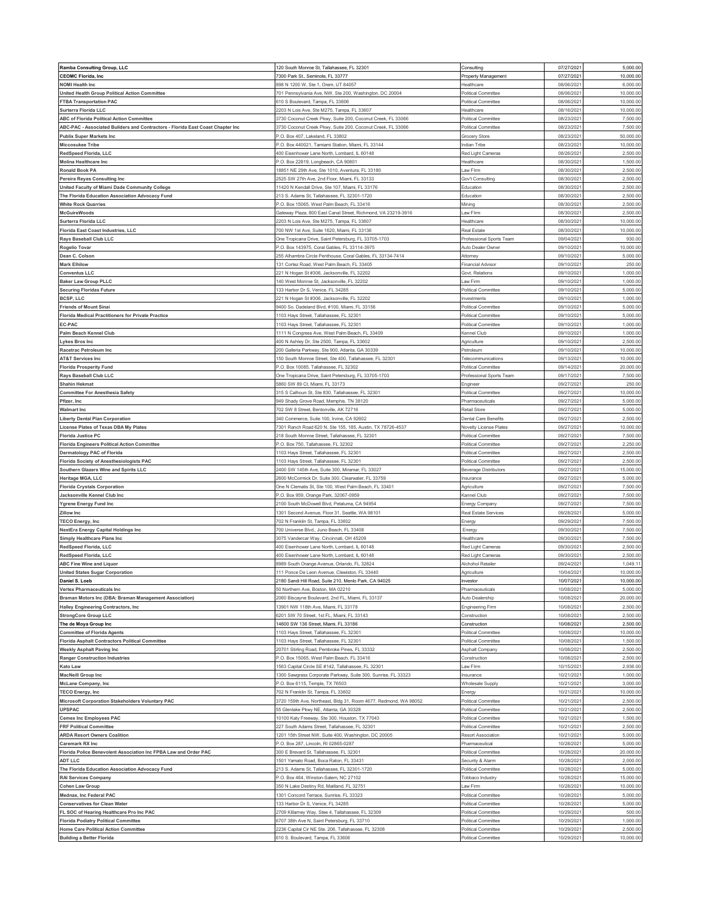| Ramba Consulting Group, LLC | 120 South Monroe St, Tallahassee, FL 32301 | Consulting | 07/27/2021 | 5,000.00 |
|---|---|---|---|---|
| CEOMC Florida, Inc | 7300 Park St., Seminole, FL 33777 | Property Management | 07/27/2021 | 10,000.00 |
| NOMI Health Inc | 898 N 1200 W, Ste 1, Orem, UT 84057 | Healthcare | 08/06/2021 | 6,000.00 |
| United Health Group Political Action Committee | 701 Pennsylvania Ave, NW, Ste 200, Washington, DC 20004 | Political Committee | 08/06/2021 | 10,000.00 |
| FTBA Transportation PAC | 610 S Boulevard, Tampa, FL 33606 | Political Committee | 08/06/2021 | 10,000.00 |
| Surterra Florida LLC | 2203 N Lois Ave, Ste M275, Tampa, FL 33607 | Healthcare | 08/16/2021 | 10,000.00 |
| ABC of Florida Political Action Committee | 3730 Coconut Creek Pkwy, Suite 200, Coconut Creek, FL 33066 | Political Committee | 08/23/2021 | 7,500.00 |
| ABC-PAC - Associated Builders and Contractors - Florida East Coast Chapter Inc | 3730 Coconut Creek Pkwy, Suite 200, Coconut Creek, FL 33066 | Political Committee | 08/23/2021 | 7,500.00 |
| Publix Super Markets Inc | P.O. Box 407, Lakeland, FL 33802 | Grocery Store | 08/23/2021 | 50,000.00 |
| Miccosukee Tribe | P.O. Box 440021, Tamiami Station, Miami, FL 33144 | Indian Tribe | 08/23/2021 | 10,000.00 |
| RedSpeed Florida, LLC | 400 Eisenhower Lane North, Lombard, IL 60148 | Red Light Cameras | 08/26/2021 | 2,500.00 |
| Molina Healthcare Inc | P.O. Box 22819, Longbeach, CA 90801 | Healthcare | 08/30/2021 | 1,500.00 |
| Ronald Book PA | 18851 NE 29th Ave, Ste 1010, Aventura, FL 33180 | Law FIrm | 08/30/2021 | 2,500.00 |
| Pereira Reyes Consulting Inc | 2525 SW 27th Ave, 2nd Floor, Miami, FL 33133 | Gov't Consulting | 08/30/2021 | 2,500.00 |
| United Faculty of Miami Dade Community College | 11420 N Kendall Drive, Ste 107, Miami, FL 33176 | Education | 08/30/2021 | 2,500.00 |
| The Florida Education Association Advocacy Fund | 213 S. Adams St, Tallahassee, FL 32301-1720 | Education | 08/30/2021 | 2,500.00 |
| White Rock Quarries | P.O. Box 15065, West Palm Beach, FL 33416 | Mining | 08/30/2021 | 2,500.00 |
| McGuireWoods | Gateway Plaza, 800 East Canal Street, Richmond, VA 23219-3916 | Law FIrm | 08/30/2021 | 2,500.00 |
| Surterra Florida LLC | 2203 N Lois Ave, Ste M275, Tampa, FL 33607 | Healthcare | 08/30/2021 | 10,000.00 |
| Florida East Coast Industries, LLC | 700 NW 1st Ave, Suite 1620, Miami, FL 33136 | Real Estate | 08/30/2021 | 10,000.00 |
| Rays Baseball Club LLC | One Tropicana Drive, Saint Petersburg, FL 33705-1703 | Professional Sports Team | 09/04/2021 | 930.00 |
| Rogelio Tovar | P.O. Box 143975, Coral Gables, FL 33114-3975 | Auto Dealer Owner | 09/10/2021 | 10,000.00 |
| Dean C. Colson | 255 Alhambra Circle Penthouse, Coral Gables, FL 33134-7414 | Attorney | 09/10/2021 | 5,000.00 |
| Mark Elhilow | 131 Cortez Road, West Palm Beach, FL 33405 | Financial Advisor | 09/10/2021 | 250.00 |
| Conventus LLC | 221 N Hogan St #306, Jacksonville, FL 32202 | Govt. Relations | 09/10/2021 | 1,000.00 |
| Baker Law Group PLLC | 140 West Monroe St, Jacksonville, FL 32202 | Law Firm | 09/10/2021 | 1,000.00 |
| Securing Floridas Future | 133 Harbor Dr S, Venice, FL 34285 | Political Committee | 09/10/2021 | 5,000.00 |
| BCSP, LLC | 221 N Hogan St #306, Jacksonville, FL 32202 | Investments | 09/10/2021 | 1,000.00 |
| Friends of Mount Sinai | 9400 So. Dadeland Blvd, #100, Miami, FL 33156 | Political Committee | 09/10/2021 | 5,000.00 |
| Florida Medical Practitioners for Private Practice | 1103 Hays Street, Tallahassee, FL 32301 | Political Committee | 09/10/2021 | 5,000.00 |
| EC-PAC | 1103 Hays Street, Tallahassee, FL 32301 | Political Committee | 09/10/2021 | 1,000.00 |
| Palm Beach Kennel Club | 1111 N Congress Ave, West Palm Beach, FL 33409 | Kennel Club | 09/10/2021 | 1,000.00 |
| Lykes Bros Inc | 400 N Ashley Dr, Ste 2500, Tampa, FL 33602 | Agriculture | 09/10/2021 | 2,500.00 |
| Racetrac Petroleum Inc | 200 Galleria Parkway, Ste 900, Atlanta, GA 30339 | Petroleum | 09/10/2021 | 10,000.00 |
| AT&T Services Inc | 150 South Monroe Street, Ste 400, Tallahassee, FL 32301 | Telecommunications | 09/13/2021 | 10,000.00 |
| Florida Prosperity Fund | P.O. Box 10085, Tallahassee, FL 32302 | Political Committee | 09/14/2021 | 20,000.00 |
| Rays Baseball Club LLC | One Tropicana Drive, Saint Petersburg, FL 33705-1703 | Professional Sports Team | 09/17/2021 | 7,500.00 |
| Shahin Hekmat | 5860 SW 89 Ct, Miami, FL 33173 | Engineer | 09/27/2021 | 250.00 |
| Committee For Anesthesia Safety | 315 S Calhoun St, Ste 830, Tallahassee, FL 32301 | Political Committee | 09/27/2021 | 10,000.00 |
| Pfizer, Inc | 949 Shady Grove Road, Memphis, TN 38120 | Pharmaceuticals | 09/27/2021 | 5,000.00 |
| Walmart Inc | 702 SW 8 Street, Bentonville, AK 72716 | Retail Store | 09/27/2021 | 5,000.00 |
| Liberty Dental Plan Corporation | 340 Commerce, Suite 100, Irvine, CA 92602 | Dental Care Benefits | 09/27/2021 | 2,500.00 |
| License Plates of Texas DBA My Plates | 7301 Ranch Road 620 N, Ste 155, 185, Austin, TX 78726-4537 | Novelty License Plates | 09/27/2021 | 10,000.00 |
| Florida Justice PC | 218 South Monroe Street, Tallahassee, FL 32301 | Political Committee | 09/27/2021 | 7,500.00 |
| Florida Engineers Political Action Committee | P.O. Box 750, Tallahassee, FL 32302 | Political Committee | 09/27/2021 | 2,250.00 |
| Dermatology PAC of Florida | 1103 Hays Street, Tallahassee, FL 32301 | Political Committee | 09/27/2021 | 2,500.00 |
| Florida Society of Anesthesiologists PAC | 1103 Hays Street, Tallahassee, FL 32301 | Political Committee | 09/27/2021 | 2,500.00 |
| Southern Glazers Wine and Spirits LLC | 2400 SW 145th Ave, Suite 300, Miramar, FL 33027 | Beverage Distributors | 09/27/2021 | 15,000.00 |
| Heritage MGA, LLC | 2600 McCormick Dr, Suite 300, Clearwater, FL 33759 | Insurance | 09/27/2021 | 5,000.00 |
| Florida Crystals Corporation | One N Clematis St, Ste 100, West Palm Beach, FL 33401 | Agriculture | 09/27/2021 | 7,500.00 |
| Jacksonville Kennel Club Inc | P.O. Box 959, Orange Park, 32067-0959 | Kannel Club | 09/27/2021 | 7,500.00 |
| Ygrene Energy Fund Inc | 2100 South McDowell Blvd, Petaluma, CA 94954 | Energy Company | 09/27/2021 | 7,500.00 |
| Zillow Inc | 1301 Second Avenue, Floor 31, Seattle, WA 98101 | Real Estate Services | 09/28/2021 | 5,000.00 |
| TECO Energy, Inc | 702 N Franklin St, Tampa, FL 33602 | Energy | 09/29/2021 | 7,500.00 |
| NextEra Energy Capital Holdings Inc | 700 Universe Blvd., Juno Beach, FL 33408 | Energy | 09/30/2021 | 7,500.00 |
| Simply Healthcare Plans Inc | 3075 Vandercar Way, Cincinnati, OH 45209 | Healthcare | 09/30/2021 | 7,500.00 |
| RedSpeed Florida, LLC | 400 Eisenhower Lane North, Lombard, IL 60148 | Red Light Cameras | 09/30/2021 | 2,500.00 |
| RedSpeed Florida, LLC | 400 Eisenhower Lane North, Lombard, IL 60148 | Red Light Cameras | 09/30/2021 | 2,500.00 |
| ABC Fine Wine and Liquor | 8989 South Orange Avenue, Orlando, FL 32824 | Alchohol Retailer | 09/24/2021 | 1,049.11 |
| United States Sugar Corporation | 111 Ponce De Leon Avenue, Clewiston, FL 33440 | Agriculture | 10/04/2021 | 10,000.00 |
| Daniel S. Loeb | 2180 Sandi Hill Road, Suite 210, Menlo Park, CA 94025 | Investor | 10/07/2021 | 10,000.00 |
| Vertex Pharmaceuticals Inc | 50 Northern Ave, Boston, MA 02210 | Pharmaceuticals | 10/08/2021 | 5,000.00 |
| Braman Motors Inc (DBA: Braman Management Association) | 2060 Biscayne Boulevard, 2nd FL, Miami, FL 33137 | Auto Dealership | 10/08/2021 | 20,000.00 |
| Halley Engineering Contractors, Inc | 13901 NW 118th Ave, Miami, FL 33178 | Engineering Firm | 10/08/2021 | 2,500.00 |
| StrongCore Group LLC | 6201 SW 70 Street, 1st FL, Miami, FL 33143 | Construction | 10/08/2021 | 2,500.00 |
| The de Moya Group Inc | 14600 SW 136 Street, Miami, FL 33186 | Construction | 10/08/2021 | 2,500.00 |
| Committee of Florida Agents | 1103 Hays Street, Tallahassee, FL 32301 | Political Committee | 10/08/2021 | 10,000.00 |
| Florida Asphalt Contractors Political Committee | 1103 Hays Street, Tallahassee, FL 32301 | Political Committee | 10/08/2021 | 1,500.00 |
| Weekly Asphalt Paving Inc | 20701 Stirling Road, Pembroke Pines, FL 33332 | Asphalt Company | 10/08/2021 | 2,500.00 |
| Ranger Construction Industries | P.O. Box 15065, West Palm Beach, FL 33416 | Construction | 10/08/2021 | 2,500.00 |
| Kato Law | 1563 Capital Circle SE #142, Tallahassee, FL 32301 | Law FIrm | 10/15/2021 | 2,936.00 |
| MacNeill Group Inc | 1300 Sawgrass Corporate Parkway, Suite 300, Sunrise, FL 33323 | Insurance | 10/21/2021 | 1,000.00 |
| McLane Company, Inc | P.O. Box 6115, Temple, TX 76503 | Wholesale Supply | 10/21/2021 | 3,000.00 |
| TECO Energy, Inc | 702 N Franklin St, Tampa, FL 33602 | Energy | 10/21/2021 | 10,000.00 |
| Microsoft Corporation Stakeholders Voluntary PAC | 3720 159th Ave, Northeast, Bldg 31, Room 4677, Redmond, WA 98052 | Political Committee | 10/21/2021 | 2,500.00 |
| UPSPAC | 55 Glenlake Pkwy NE, Atlanta, GA 30328 | Political Committee | 10/21/2021 | 2,500.00 |
| Cemex Inc Employees PAC | 10100 Katy Freeway, Ste 300, Houston, TX 77043 | Political Committee | 10/21/2021 | 1,500.00 |
| FRF Political Committee | 227 South Adams Street, Tallahassee, FL 32301 | Political Committee | 10/21/2021 | 2,500.00 |
| ARDA Resort Owners Coalition | 1201 15th Street NW, Suite 400, Washington, DC 20005 | Resort Association | 10/21/2021 | 5,000.00 |
| Caremark RX Inc | P.O. Box 287, Lincoln, RI 02865-0287 | Pharmaceutical | 10/28/2021 | 5,000.00 |
| Florida Police Benevolent Association Inc FPBA Law and Order PAC | 300 E Brevard St, Tallahassee, FL 32301 | Political Committee | 10/28/2021 | 20,000.00 |
| ADT LLC | 1501 Yamato Road, Boca Raton, FL 33431 | Security & Alarm | 10/28/2021 | 2,000.00 |
| The Florida Education Association Advocacy Fund | 213 S. Adams St, Tallahassee, FL 32301-1720 | Political Committee | 10/28/2021 | 5,000.00 |
| RAI Services Company | P.O. Box 464, Winston-Salem, NC 27102 | Tobbaco Industry | 10/28/2021 | 15,000.00 |
| Cohen Law Group | 350 N Lake Destiny Rd, Maitland, FL 32751 | Law Firm | 10/28/2021 | 10,000.00 |
| Mednax, Inc Federal PAC | 1301 Concord Terrace, Sunrise, FL 33323 | Political Committee | 10/28/2021 | 5,000.00 |
| Conservatives for Clean Water | 133 Harbor Dr S, Venice, FL 34285 | Political Committee | 10/28/2021 | 5,000.00 |
| FL SOC of Hearing Healthcare Pro Inc PAC | 2709 Killarney Way, Stee 4, Tallahassee, FL 32309 | Political Committee | 10/29/2021 | 500.00 |
| Florida Podiatry Political Committee | 6707 38th Ave N, Saint Petersburg, FL 33710 | Political Committee | 10/29/2021 | 1,000.00 |
| Home Care Political Action Committee | 2236 Capital Cir NE Ste. 206, Tallahassee, FL 32308 | Political Committee | 10/29/2021 | 2,500.00 |
| Building a Better Florida | 610 S. Boulevard, Tampa, FL 33606 | Political Committee | 10/29/2021 | 10,000.00 |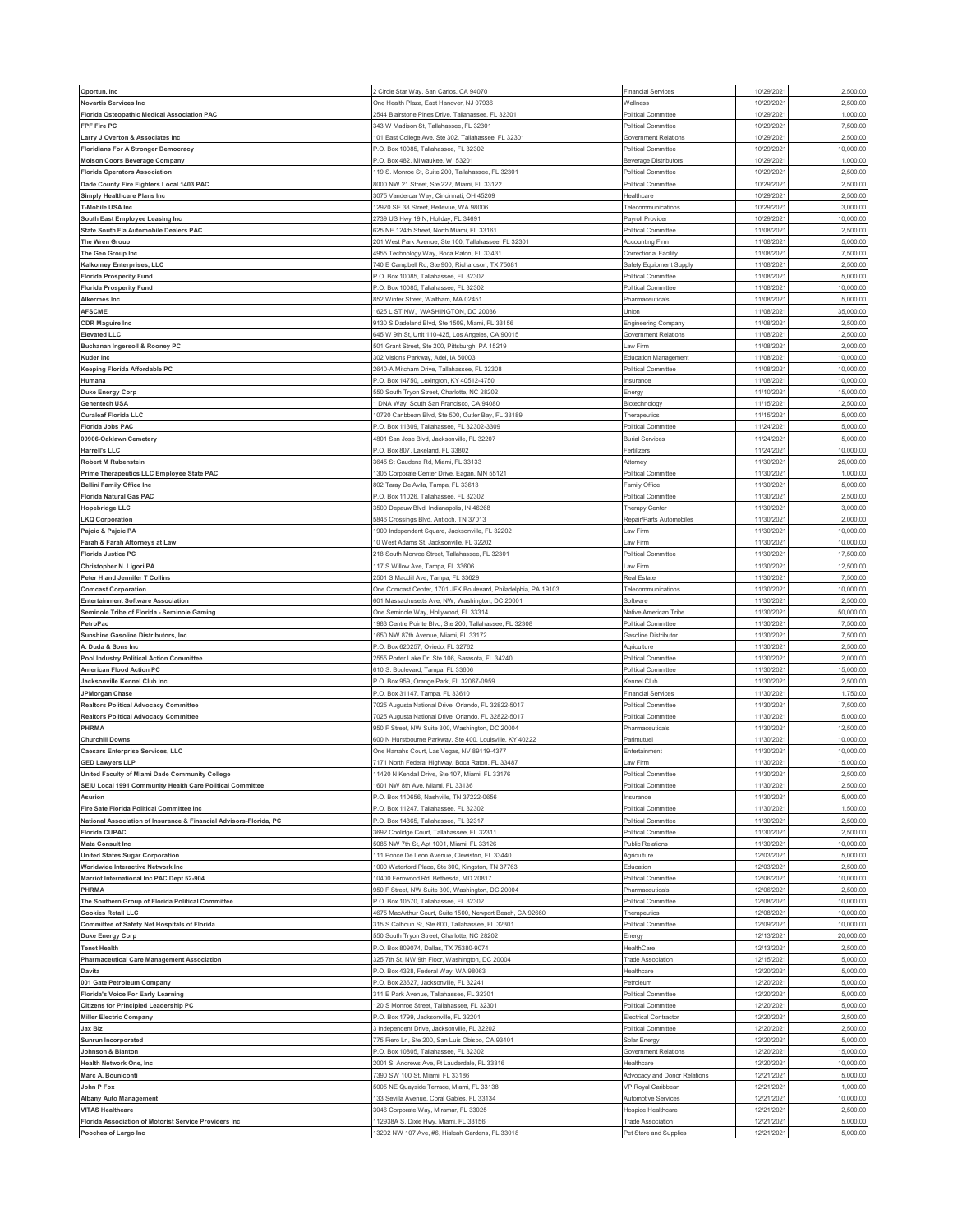| | | | | |
|---|---|---|---|---|
| **Oportun, Inc** | 2 Circle Star Way, San Carlos, CA 94070 | Financial Services | 10/29/2021 | 2,500.00 |
| **Novartis Services Inc** | One Health Plaza, East Hanover, NJ 07936 | Wellness | 10/29/2021 | 2,500.00 |
| **Florida Osteopathic Medical Association PAC** | 2544 Blairstone Pines Drive, Tallahassee, FL 32301 | Political Committee | 10/29/2021 | 1,000.00 |
| **FPF Fire PC** | 343 W Madison St, Tallahassee, FL 32301 | Political Committee | 10/29/2021 | 7,500.00 |
| **Larry J Overton & Associates Inc** | 101 East College Ave, Ste 302, Tallahassee, FL 32301 | Government Relations | 10/29/2021 | 2,500.00 |
| **Floridians For A Stronger Democracy** | P.O. Box 10085, Tallahassee, FL 32302 | Political Committee | 10/29/2021 | 10,000.00 |
| **Molson Coors Beverage Company** | P.O. Box 482, Milwaukee, WI 53201 | Beverage Distributors | 10/29/2021 | 1,000.00 |
| **Florida Operators Association** | 119 S. Monroe St, Suite 200, Tallahassee, FL 32301 | Political Committee | 10/29/2021 | 2,500.00 |
| **Dade County Fire Fighters Local 1403 PAC** | 8000 NW 21 Street, Ste 222, Miami, FL 33122 | Political Committee | 10/29/2021 | 2,500.00 |
| **Simply Healthcare Plans Inc** | 3075 Vandercar Way, Cincinnati, OH 45209 | Healthcare | 10/29/2021 | 2,500.00 |
| **T-Mobile USA Inc** | 12920 SE 38 Street, Bellevue, WA 98006 | Telecommunications | 10/29/2021 | 3,000.00 |
| **South East Employee Leasing Inc** | 2739 US Hwy 19 N, Holiday, FL 34691 | Payroll Provider | 10/29/2021 | 10,000.00 |
| **State South Fla Automobile Dealers PAC** | 625 NE 124th Street, North Miami, FL 33161 | Political Committee | 11/08/2021 | 2,500.00 |
| **The Wren Group** | 201 West Park Avenue, Ste 100, Tallahassee, FL 32301 | Accounting Firm | 11/08/2021 | 5,000.00 |
| **The Geo Group Inc** | 4955 Technology Way, Boca Raton, FL 33431 | Correctional Facility | 11/08/2021 | 7,500.00 |
| **Kalkomey Enterprises, LLC** | 740 E Campbell Rd, Ste 900, Richardson, TX 75081 | Safety Equipment Supply | 11/08/2021 | 2,500.00 |
| **Florida Prosperity Fund** | P.O. Box 10085, Tallahassee, FL 32302 | Political Committee | 11/08/2021 | 5,000.00 |
| **Florida Prosperity Fund** | P.O. Box 10085, Tallahassee, FL 32302 | Political Committee | 11/08/2021 | 10,000.00 |
| **Alkermes Inc** | 852 Winter Street, Waltham, MA 02451 | Pharmaceuticals | 11/08/2021 | 5,000.00 |
| **AFSCME** | 1625 L ST NW, WASHINGTON, DC 20036 | Union | 11/08/2021 | 35,000.00 |
| **CDR Maguire Inc** | 9130 S Dadeland Blvd, Ste 1509, Miami, FL 33156 | Engineering Company | 11/08/2021 | 2,500.00 |
| **Elevated LLC** | 645 W 9th St, Unit 110-425, Los Angeles, CA 90015 | Government Relations | 11/08/2021 | 2,500.00 |
| **Buchanan Ingersoll & Rooney PC** | 501 Grant Street, Ste 200, Pittsburgh, PA 15219 | Law Firm | 11/08/2021 | 2,000.00 |
| **Kuder Inc** | 302 Visions Parkway, Adel, IA 50003 | Education Management | 11/08/2021 | 10,000.00 |
| **Keeping Florida Affordable PC** | 2640-A Mitcham Drive, Tallahassee, FL 32308 | Political Committee | 11/08/2021 | 10,000.00 |
| **Humana** | P.O. Box 14750, Lexington, KY 40512-4750 | Insurance | 11/08/2021 | 10,000.00 |
| **Duke Energy Corp** | 550 South Tryon Street, Charlotte, NC 28202 | Energy | 11/10/2021 | 15,000.00 |
| **Genentech USA** | 1 DNA Way, South San Francisco, CA 94080 | Biotechnology | 11/15/2021 | 2,500.00 |
| **Curaleaf Florida LLC** | 10720 Caribbean Blvd, Ste 500, Cutler Bay, FL 33189 | Therapeutics | 11/15/2021 | 5,000.00 |
| **Florida Jobs PAC** | P.O. Box 11309, Tallahassee, FL 32302-3309 | Political Committee | 11/24/2021 | 5,000.00 |
| **00906-Oaklawn Cemetery** | 4801 San Jose Blvd, Jacksonville, FL 32207 | Burial Services | 11/24/2021 | 5,000.00 |
| **Harrell's LLC** | P.O. Box 807, Lakeland, FL 33802 | Fertilizers | 11/24/2021 | 10,000.00 |
| **Robert M Rubenstein** | 3645 St Gaudens Rd, Miami, FL 33133 | Attorney | 11/30/2021 | 25,000.00 |
| **Prime Therapeutics LLC Employee State PAC** | 1305 Corporate Center Drive, Eagan, MN 55121 | Political Committee | 11/30/2021 | 1,000.00 |
| **Bellini Family Office Inc** | 802 Taray De Avila, Tampa, FL 33613 | Family Office | 11/30/2021 | 5,000.00 |
| **Florida Natural Gas PAC** | P.O. Box 11026, Tallahassee, FL 32302 | Political Committee | 11/30/2021 | 2,500.00 |
| **Hopebridge LLC** | 3500 Depauw Blvd, Indianapolis, IN 46268 | Therapy Center | 11/30/2021 | 3,000.00 |
| **LKQ Corporation** | 5846 Crossings Blvd, Antioch, TN 37013 | Repair/Parts Automobiles | 11/30/2021 | 2,000.00 |
| **Pajcic & Pajcic PA** | 1900 Independent Square, Jacksonville, FL 32202 | Law Firm | 11/30/2021 | 10,000.00 |
| **Farah & Farah Attorneys at Law** | 10 West Adams St, Jacksonville, FL 32202 | Law Firm | 11/30/2021 | 10,000.00 |
| **Florida Justice PC** | 218 South Monroe Street, Tallahassee, FL 32301 | Political Committee | 11/30/2021 | 17,500.00 |
| **Christopher N. Ligori PA** | 117 S Willow Ave, Tampa, FL 33606 | Law Firm | 11/30/2021 | 12,500.00 |
| **Peter H and Jennifer T Collins** | 2501 S Macdill Ave, Tampa, FL 33629 | Real Estate | 11/30/2021 | 7,500.00 |
| **Comcast Corporation** | One Comcast Center, 1701 JFK Boulevard, Philadelphia, PA 19103 | Telecommunications | 11/30/2021 | 10,000.00 |
| **Entertainment Software Association** | 601 Massachusetts Ave, NW, Washington, DC 20001 | Software | 11/30/2021 | 2,500.00 |
| **Seminole Tribe of Florida - Seminole Gaming** | One Seminole Way, Hollywood, FL 33314 | Native American Tribe | 11/30/2021 | 50,000.00 |
| **PetroPac** | 1983 Centre Pointe Blvd, Ste 200, Tallahassee, FL 32308 | Political Committee | 11/30/2021 | 7,500.00 |
| **Sunshine Gasoline Distributors, Inc** | 1650 NW 87th Avenue, Miami, FL 33172 | Gasoline Distributor | 11/30/2021 | 7,500.00 |
| **A. Duda & Sons Inc** | P.O. Box 620257, Oviedo, FL 32762 | Agriculture | 11/30/2021 | 2,500.00 |
| **Pool Industry Political Action Committee** | 2555 Porter Lake Dr, Ste 106, Sarasota, FL 34240 | Political Committee | 11/30/2021 | 2,000.00 |
| **American Flood Action PC** | 610 S. Boulevard, Tampa, FL 33606 | Political Committee | 11/30/2021 | 15,000.00 |
| **Jacksonville Kennel Club Inc** | P.O. Box 959, Orange Park, FL 32067-0959 | Kennel Club | 11/30/2021 | 2,500.00 |
| **JPMorgan Chase** | P.O. Box 31147, Tampa, FL 33610 | Financial Services | 11/30/2021 | 1,750.00 |
| **Realtors Political Advocacy Committee** | 7025 Augusta National Drive, Orlando, FL 32822-5017 | Political Committee | 11/30/2021 | 7,500.00 |
| **Realtors Political Advocacy Committee** | 7025 Augusta National Drive, Orlando, FL 32822-5017 | Political Committee | 11/30/2021 | 5,000.00 |
| **PHRMA** | 950 F Street, NW Suite 300, Washington, DC 20004 | Pharmaceuticals | 11/30/2021 | 12,500.00 |
| **Churchill Downs** | 600 N Hurstbourne Parkway, Ste 400, Louisville, KY 40222 | Parimutuel | 11/30/2021 | 10,000.00 |
| **Caesars Enterprise Services, LLC** | One Harrahs Court, Las Vegas, NV 89119-4377 | Entertainment | 11/30/2021 | 10,000.00 |
| **GED Lawyers LLP** | 7171 North Federal Highway, Boca Raton, FL 33487 | Law Firm | 11/30/2021 | 15,000.00 |
| **United Faculty of Miami Dade Community College** | 11420 N Kendall Drive, Ste 107, Miami, FL 33176 | Political Committee | 11/30/2021 | 2,500.00 |
| **SEIU Local 1991 Community Health Care Political Committee** | 1601 NW 8th Ave, Miami, FL 33136 | Political Committee | 11/30/2021 | 2,500.00 |
| **Asurion** | P.O. Box 110656, Nashville, TN 37222-0656 | Insurance | 11/30/2021 | 5,000.00 |
| **Fire Safe Florida Political Committee Inc** | P.O. Box 11247, Tallahassee, FL 32302 | Political Committee | 11/30/2021 | 1,500.00 |
| **National Association of Insurance & Financial Advisors-Florida, PC** | P.O. Box 14365, Tallahassee, FL 32317 | Political Committee | 11/30/2021 | 2,500.00 |
| **Florida CUPAC** | 3692 Coolidge Court, Tallahassee, FL 32311 | Political Committee | 11/30/2021 | 2,500.00 |
| **Mata Consult Inc** | 5085 NW 7th St, Apt 1001, Miami, FL 33126 | Public Relations | 11/30/2021 | 10,000.00 |
| **United States Sugar Corporation** | 111 Ponce De Leon Avenue, Clewiston, FL 33440 | Agriculture | 12/03/2021 | 5,000.00 |
| **Worldwide Interactive Network Inc** | 1000 Waterford Place, Ste 300, Kingston, TN 37763 | Education | 12/03/2021 | 2,500.00 |
| **Marriot International Inc PAC Dept 52-904** | 10400 Fernwood Rd, Bethesda, MD 20817 | Political Committee | 12/06/2021 | 10,000.00 |
| **PHRMA** | 950 F Street, NW Suite 300, Washington, DC 20004 | Pharmaceuticals | 12/06/2021 | 2,500.00 |
| **The Southern Group of Florida Political Committee** | P.O. Box 10570, Tallahassee, FL 32302 | Political Committee | 12/08/2021 | 10,000.00 |
| **Cookies Retail LLC** | 4675 MacArthur Court, Suite 1500, Newport Beach, CA 92660 | Therapeutics | 12/08/2021 | 10,000.00 |
| **Committee of Safety Net Hospitals of Florida** | 315 S Calhoun St, Ste 600, Tallahassee, FL 32301 | Political Committee | 12/09/2021 | 10,000.00 |
| **Duke Energy Corp** | 550 South Tryon Street, Charlotte, NC 28202 | Energy | 12/13/2021 | 20,000.00 |
| **Tenet Health** | P.O. Box 809074, Dallas, TX 75380-9074 | HealthCare | 12/13/2021 | 2,500.00 |
| **Pharmaceutical Care Management Association** | 325 7th St, NW 9th Floor, Washington, DC 20004 | Trade Association | 12/15/2021 | 5,000.00 |
| **Davita** | P.O. Box 4328, Federal Way, WA 98063 | Healthcare | 12/20/2021 | 5,000.00 |
| **001 Gate Petroleum Company** | P.O. Box 23627, Jacksonville, FL 32241 | Petroleum | 12/20/2021 | 5,000.00 |
| **Florida's Voice For Early Learning** | 311 E Park Avenue, Tallahassee, FL 32301 | Political Committee | 12/20/2021 | 5,000.00 |
| **Citizens for Principled Leadership PC** | 120 S Monroe Street, Tallahassee, FL 32301 | Political Committee | 12/20/2021 | 5,000.00 |
| **Miller Electric Company** | P.O. Box 1799, Jacksonville, FL 32201 | Electrical Contractor | 12/20/2021 | 2,500.00 |
| **Jax Biz** | 3 Independent Drive, Jacksonville, FL 32202 | Political Committee | 12/20/2021 | 2,500.00 |
| **Sunrun Incorporated** | 775 Fiero Ln, Ste 200, San Luis Obispo, CA 93401 | Solar Energy | 12/20/2021 | 5,000.00 |
| **Johnson & Blanton** | P.O. Box 10805, Tallahassee, FL 32302 | Government Relations | 12/20/2021 | 15,000.00 |
| **Health Network One, Inc** | 2001 S. Andrews Ave, Ft Lauderdale, FL 33316 | Healthcare | 12/20/2021 | 10,000.00 |
| **Marc A. Bouniconti** | 7390 SW 100 St, Miami, FL 33186 | Advocacy and Donor Relations | 12/21/2021 | 5,000.00 |
| **John P Fox** | 5005 NE Quayside Terrace, Miami, FL 33138 | VP Royal Caribbean | 12/21/2021 | 1,000.00 |
| **Albany Auto Management** | 133 Sevilla Avenue, Coral Gables, FL 33134 | Automotive Services | 12/21/2021 | 10,000.00 |
| **VITAS Healthcare** | 3046 Corporate Way, Miramar, FL 33025 | Hospice Healthcare | 12/21/2021 | 2,500.00 |
| **Florida Association of Motorist Service Providers Inc** | 112938A S. Dixie Hwy, Miami, FL 33156 | Trade Association | 12/21/2021 | 5,000.00 |
| **Pooches of Largo Inc** | 13202 NW 107 Ave, #6, Hialeah Gardens, FL 33018 | Pet Store and Supplies | 12/21/2021 | 5,000.00 |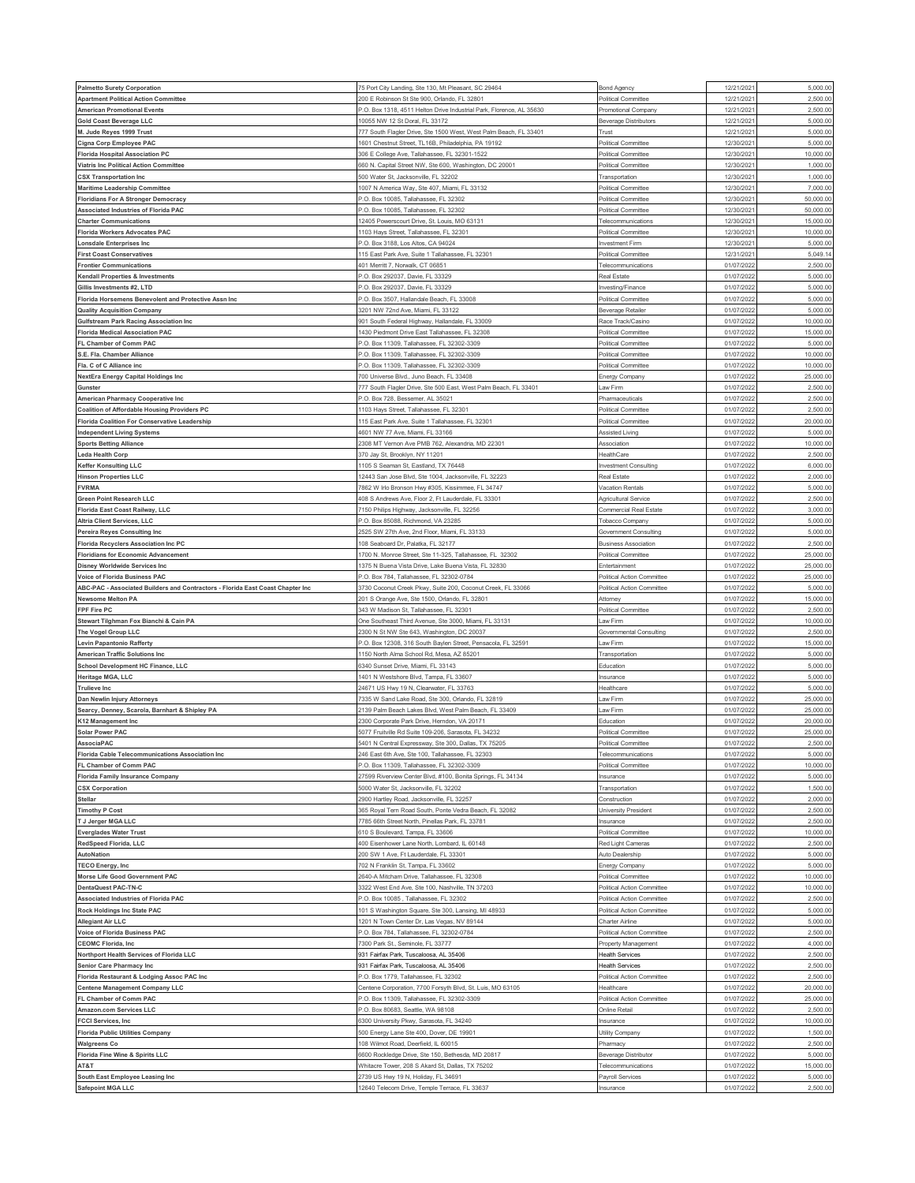| | | | | |
|---|---|---|---|---|
| **Palmetto Surety Corporation** | 75 Port City Landing, Ste 130, Mt Pleasant, SC 29464 | Bond Agency | 12/21/2021 | 5,000.00 |
| **Apartment Political Action Committee** | 200 E Robinson St Ste 900, Orlando, FL 32801 | Political Committee | 12/21/2021 | 2,500.00 |
| **American Promotional Events** | P.O. Box 1318, 4511 Helton Drive Industrial Park, Florence, AL 35630 | Promotional Company | 12/21/2021 | 2,500.00 |
| **Gold Coast Beverage LLC** | 10055 NW 12 St Doral, FL 33172 | Beverage Distributors | 12/21/2021 | 5,000.00 |
| **M. Jude Reyes 1999 Trust** | 777 South Flagler Drive, Ste 1500 West, West Palm Beach, FL 33401 | Trust | 12/21/2021 | 5,000.00 |
| **Cigna Corp Employee PAC** | 1601 Chestnut Street, TL16B, Philadelphia, PA 19192 | Political Committee | 12/30/2021 | 5,000.00 |
| **Florida Hospital Association PC** | 306 E College Ave, Tallahassee, FL 32301-1522 | Political Committee | 12/30/2021 | 10,000.00 |
| **Viatris Inc Political Action Committee** | 660 N. Capital Street NW, Ste 600, Washington, DC 20001 | Political Committee | 12/30/2021 | 1,000.00 |
| **CSX Transportation Inc** | 500 Water St, Jacksonville, FL 32202 | Transportation | 12/30/2021 | 1,000.00 |
| **Maritime Leadership Committee** | 1007 N America Way, Ste 407, Miami, FL 33132 | Political Committee | 12/30/2021 | 7,000.00 |
| **Floridians For A Stronger Democracy** | P.O. Box 10085, Tallahassee, FL 32302 | Political Committee | 12/30/2021 | 50,000.00 |
| **Associated Industries of Florida PAC** | P.O. Box 10085, Tallahassee, FL 32302 | Political Committee | 12/30/2021 | 50,000.00 |
| **Charter Communications** | 12405 Powerscourt Drive, St. Louis, MO 63131 | Telecommunications | 12/30/2021 | 15,000.00 |
| **Florida Workers Advocates PAC** | 1103 Hays Street, Tallahassee, FL 32301 | Political Committee | 12/30/2021 | 10,000.00 |
| **Lonsdale Enterprises Inc** | P.O. Box 3188, Los Altos, CA 94024 | Investment Firm | 12/30/2021 | 5,000.00 |
| **First Coast Conservatives** | 115 East Park Ave, Suite 1 Tallahassee, FL 32301 | Political Committee | 12/31/2021 | 5,049.14 |
| **Frontier Communications** | 401 Merritt 7, Norwalk, CT 06851 | Telecommunications | 01/07/2022 | 2,500.00 |
| **Kendall Properties & Investments** | P.O. Box 292037, Davie, FL 33329 | Real Estate | 01/07/2022 | 5,000.00 |
| **Gillis Investments #2, LTD** | P.O. Box 292037, Davie, FL 33329 | Investing/Finance | 01/07/2022 | 5,000.00 |
| **Florida Horsemens Benevolent and Protective Assn Inc** | P.O. Box 3507, Hallandale Beach, FL 33008 | Political Committee | 01/07/2022 | 5,000.00 |
| **Quality Acquisition Company** | 3201 NW 72nd Ave, Miami, FL 33122 | Beverage Retailer | 01/07/2022 | 5,000.00 |
| **Gulfstream Park Racing Association Inc** | 901 South Federal Highway, Hallandale, FL 33009 | Race Track/Casino | 01/07/2022 | 10,000.00 |
| **Florida Medical Association PAC** | 1430 Piedmont Drive East Tallahassee, FL 32308 | Political Committee | 01/07/2022 | 15,000.00 |
| **FL Chamber of Comm PAC** | P.O. Box 11309, Tallahassee, FL 32302-3309 | Political Committee | 01/07/2022 | 5,000.00 |
| **S.E. Fla. Chamber Alliance** | P.O. Box 11309, Tallahassee, FL 32302-3309 | Political Committee | 01/07/2022 | 10,000.00 |
| **Fla. C of C Alliance inc** | P.O. Box 11309, Tallahassee, FL 32302-3309 | Political Committee | 01/07/2022 | 10,000.00 |
| **NextEra Energy Capital Holdings Inc** | 700 Universe Blvd., Juno Beach, FL 33408 | Energy Company | 01/07/2022 | 25,000.00 |
| **Gunster** | 777 South Flagler Drive, Ste 500 East, West Palm Beach, FL 33401 | Law Firm | 01/07/2022 | 2,500.00 |
| **American Pharmacy Cooperative Inc** | P.O. Box 728, Bessemer, AL 35021 | Pharmaceuticals | 01/07/2022 | 2,500.00 |
| **Coalition of Affordable Housing Providers PC** | 1103 Hays Street, Tallahassee, FL 32301 | Political Committee | 01/07/2022 | 2,500.00 |
| **Florida Coalition For Conservative Leadership** | 115 East Park Ave, Suite 1 Tallahassee, FL 32301 | Political Committee | 01/07/2022 | 20,000.00 |
| **Independent Living Systems** | 4601 NW 77 Ave, Miami, FL 33166 | Assisted Living | 01/07/2022 | 5,000.00 |
| **Sports Betting Alliance** | 2308 MT Vernon Ave PMB 762, Alexandria, MD 22301 | Association | 01/07/2022 | 10,000.00 |
| **Leda Health Corp** | 370 Jay St, Brooklyn, NY 11201 | HealthCare | 01/07/2022 | 2,500.00 |
| **Keffer Konsulting LLC** | 1105 S Seaman St, Eastland, TX 76448 | Investment Consulting | 01/07/2022 | 6,000.00 |
| **Hinson Properties LLC** | 12443 San Jose Blvd, Ste 1004, Jacksonville, FL 32223 | Real Estate | 01/07/2022 | 2,000.00 |
| **FVRMA** | 7862 W Irlo Bronson Hwy #305, Kissimmee, FL 34747 | Vacation Rentals | 01/07/2022 | 5,000.00 |
| **Green Point Research LLC** | 408 S Andrews Ave, Floor 2, Ft Lauderdale, FL 33301 | Agricultural Service | 01/07/2022 | 2,500.00 |
| **Florida East Coast Railway, LLC** | 7150 Philips Highway, Jacksonville, FL 32256 | Commercial Real Estate | 01/07/2022 | 3,000.00 |
| **Altria Client Services, LLC** | P.O. Box 85088, Richmond, VA 23285 | Tobacco Company | 01/07/2022 | 5,000.00 |
| **Pereira Reyes Consulting Inc** | 2525 SW 27th Ave, 2nd Floor, Miami, FL 33133 | Government Consulting | 01/07/2022 | 5,000.00 |
| **Florida Recyclers Association Inc PC** | 108 Seaboard Dr, Palatka, FL 32177 | Business Association | 01/07/2022 | 2,500.00 |
| **Floridians for Economic Advancement** | 1700 N. Monroe Street, Ste 11-325, Tallahassee, FL 32302 | Political Committee | 01/07/2022 | 25,000.00 |
| **Disney Worldwide Services Inc** | 1375 N Buena Vista Drive, Lake Buena Vista, FL 32830 | Entertainment | 01/07/2022 | 25,000.00 |
| **Voice of Florida Business PAC** | P.O. Box 784, Tallahassee, FL 32302-0784 | Political Action Committee | 01/07/2022 | 25,000.00 |
| **ABC-PAC - Associated Builders and Contractors - Florida East Coast Chapter Inc** | 3730 Coconut Creek Pkwy, Suite 200, Coconut Creek, FL 33066 | Political Action Committee | 01/07/2022 | 5,000.00 |
| **Newsome Melton PA** | 201 S Orange Ave, Ste 1500, Orlando, FL 32801 | Attorney | 01/07/2022 | 15,000.00 |
| **FPF Fire PC** | 343 W Madison St, Tallahassee, FL 32301 | Political Committee | 01/07/2022 | 2,500.00 |
| **Stewart Tilghman Fox Bianchi & Cain PA** | One Southeast Third Avenue, Ste 3000, Miami, FL 33131 | Law Firm | 01/07/2022 | 10,000.00 |
| **The Vogel Group LLC** | 2300 N St NW Ste 643, Washington, DC 20037 | Governmental Consulting | 01/07/2022 | 2,500.00 |
| **Levin Papantonio Rafferty** | P.O. Box 12308, 316 South Baylen Street, Pensacola, FL 32591 | Law Firm | 01/07/2022 | 15,000.00 |
| **American Traffic Solutions Inc** | 1150 North Alma School Rd, Mesa, AZ 85201 | Transportation | 01/07/2022 | 5,000.00 |
| **School Development HC Finance, LLC** | 6340 Sunset Drive, Miami, FL 33143 | Education | 01/07/2022 | 5,000.00 |
| **Heritage MGA, LLC** | 1401 N Westshore Blvd, Tampa, FL 33607 | Insurance | 01/07/2022 | 5,000.00 |
| **Trulieve Inc** | 24671 US Hwy 19 N, Clearwater, FL 33763 | Healthcare | 01/07/2022 | 5,000.00 |
| **Dan Newlin Injury Attorneys** | 7335 W Sand Lake Road, Ste 300, Orlando, FL 32819 | Law Firm | 01/07/2022 | 25,000.00 |
| **Searcy, Denney, Scarola, Barnhart & Shipley PA** | 2139 Palm Beach Lakes Blvd, West Palm Beach, FL 33409 | Law Firm | 01/07/2022 | 25,000.00 |
| **K12 Management Inc** | 2300 Corporate Park Drive, Herndon, VA 20171 | Education | 01/07/2022 | 20,000.00 |
| **Solar Power PAC** | 5077 Fruitville Rd Suite 109-206, Sarasota, FL 34232 | Political Committee | 01/07/2022 | 25,000.00 |
| **AssociaPAC** | 5401 N Central Expressway, Ste 300, Dallas, TX 75205 | Political Committee | 01/07/2022 | 2,500.00 |
| **Florida Cable Telecommunications Association Inc** | 246 East 6th Ave, Ste 100, Tallahassee, FL 32303 | Telecommunications | 01/07/2022 | 5,000.00 |
| **FL Chamber of Comm PAC** | P.O. Box 11309, Tallahassee, FL 32302-3309 | Political Committee | 01/07/2022 | 10,000.00 |
| **Florida Family Insurance Company** | 27599 Riverview Center Blvd, #100, Bonita Springs, FL 34134 | Insurance | 01/07/2022 | 5,000.00 |
| **CSX Corporation** | 5000 Water St, Jacksonville, FL 32202 | Transportation | 01/07/2022 | 1,500.00 |
| **Stellar** | 2900 Hartley Road, Jacksonville, FL 32257 | Construction | 01/07/2022 | 2,000.00 |
| **Timothy P Cost** | 365 Royal Tern Road South, Ponte Vedra Beach, FL 32082 | University President | 01/07/2022 | 2,500.00 |
| **T J Jerger MGA LLC** | 7785 66th Street North, Pinellas Park, FL 33781 | Insurance | 01/07/2022 | 2,500.00 |
| **Everglades Water Trust** | 610 S Boulevard, Tampa, FL 33606 | Political Committee | 01/07/2022 | 10,000.00 |
| **RedSpeed Florida, LLC** | 400 Eisenhower Lane North, Lombard, IL 60148 | Red Light Cameras | 01/07/2022 | 2,500.00 |
| **AutoNation** | 200 SW 1 Ave, Ft Lauderdale, FL 33301 | Auto Dealership | 01/07/2022 | 5,000.00 |
| **TECO Energy, Inc** | 702 N Franklin St, Tampa, FL 33602 | Energy Company | 01/07/2022 | 5,000.00 |
| **Morse Life Good Government PAC** | 2640-A Mitcham Drive, Tallahassee, FL 32308 | Political Committee | 01/07/2022 | 10,000.00 |
| **DentaQuest PAC-TN-C** | 3322 West End Ave, Ste 100, Nashville, TN 37203 | Political Action Committee | 01/07/2022 | 10,000.00 |
| **Associated Industries of Florida PAC** | P.O. Box 10085 , Tallahassee, FL 32302 | Political Action Committee | 01/07/2022 | 2,500.00 |
| **Rock Holdings Inc State PAC** | 101 S Washington Square, Ste 300, Lansing, MI 48933 | Political Action Committee | 01/07/2022 | 5,000.00 |
| **Allegiant Air LLC** | 1201 N Town Center Dr, Las Vegas, NV 89144 | Charter Airline | 01/07/2022 | 5,000.00 |
| **Voice of Florida Business PAC** | P.O. Box 784, Tallahassee, FL 32302-0784 | Political Action Committee | 01/07/2022 | 2,500.00 |
| **CEOMC Florida, Inc** | 7300 Park St., Seminole, FL 33777 | Property Management | 01/07/2022 | 4,000.00 |
| **Northport Health Services of Florida LLC** | 931 Fairfax Park, Tuscaloosa, AL 35406 | Health Services | 01/07/2022 | 2,500.00 |
| **Senior Care Pharmacy Inc** | 931 Fairfax Park, Tuscaloosa, AL 35406 | Health Services | 01/07/2022 | 2,500.00 |
| **Florida Restaurant & Lodging Assoc PAC Inc** | P.O. Box 1779, Tallahassee, FL 32302 | Political Action Committee | 01/07/2022 | 2,500.00 |
| **Centene Management Company LLC** | Centene Corporation, 7700 Forsyth Blvd, St. Luis, MO 63105 | Healthcare | 01/07/2022 | 20,000.00 |
| **FL Chamber of Comm PAC** | P.O. Box 11309, Tallahassee, FL 32302-3309 | Political Action Committee | 01/07/2022 | 25,000.00 |
| **Amazon.com Services LLC** | P.O. Box 80683, Seattle, WA 98108 | Online Retail | 01/07/2022 | 2,500.00 |
| **FCCI Services, Inc** | 6300 University Pkwy, Sarasota, FL 34240 | Insurance | 01/07/2022 | 10,000.00 |
| **Florida Public Utilities Company** | 500 Energy Lane Ste 400, Dover, DE 19901 | Utility Company | 01/07/2022 | 1,500.00 |
| **Walgreens Co** | 108 Wilmot Road, Deerfield, IL 60015 | Pharmacy | 01/07/2022 | 2,500.00 |
| **Florida Fine Wine & Spirits LLC** | 6600 Rockledge Drive, Ste 150, Bethesda, MD 20817 | Beverage Distributor | 01/07/2022 | 5,000.00 |
| **AT&T** | Whitacre Tower, 208 S Akard St, Dallas, TX 75202 | Telecommunications | 01/07/2022 | 15,000.00 |
| **South East Employee Leasing Inc** | 2739 US Hwy 19 N, Holiday, FL 34691 | Payroll Services | 01/07/2022 | 5,000.00 |
| **Safepoint MGA LLC** | 12640 Telecom Drive, Temple Terrace, FL 33637 | Insurance | 01/07/2022 | 2,500.00 |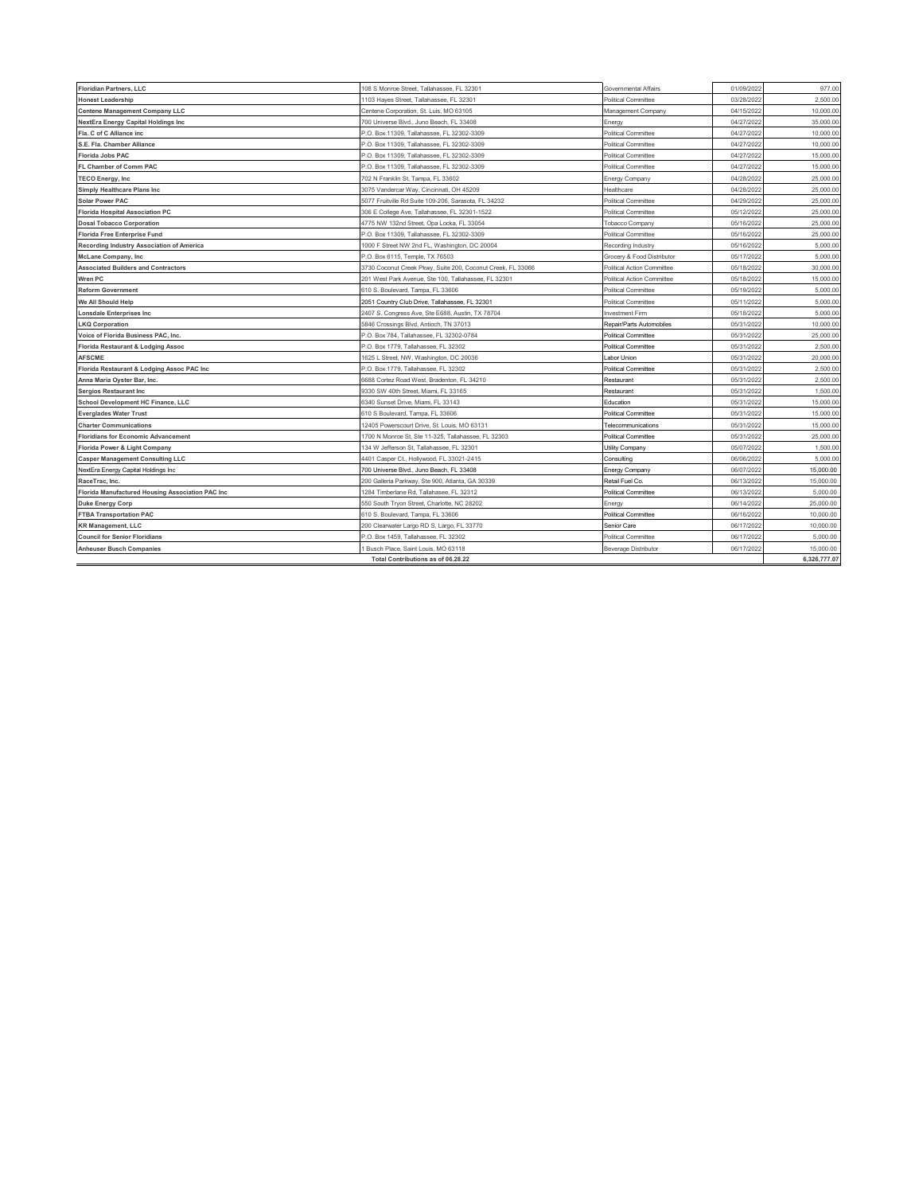| | | | | |
|---|---|---|---|---|
| **Floridian Partners, LLC** | 108 S Monroe Street, Tallahassee, FL 32301 | Governmental Affairs | 01/09/2022 | 977.00 |
| **Honest Leadership** | 1103 Hayes Street, Tallahassee, FL 32301 | Political Committee | 03/28/2022 | 2,500.00 |
| **Centene Management Company LLC** | Centene Corporation, St. Luis, MO 63105 | Management Company | 04/15/2022 | 10,000.00 |
| **NextEra Energy Capital Holdings Inc** | 700 Universe Blvd., Juno Beach, FL 33408 | Energy | 04/27/2022 | 35,000.00 |
| **Fla. C of C Alliance inc** | P.O. Box 11309, Tallahassee, FL 32302-3309 | Political Committee | 04/27/2022 | 10,000.00 |
| **S.E. Fla. Chamber Alliance** | P.O. Box 11309, Tallahassee, FL 32302-3309 | Political Committee | 04/27/2022 | 10,000.00 |
| **Florida Jobs PAC** | P.O. Box 11309, Tallahassee, FL 32302-3309 | Political Committee | 04/27/2022 | 15,000.00 |
| **FL Chamber of Comm PAC** | P.O. Box 11309, Tallahassee, FL 32302-3309 | Political Committee | 04/27/2022 | 15,000.00 |
| **TECO Energy, Inc** | 702 N Franklin St, Tampa, FL 33602 | Energy Company | 04/28/2022 | 25,000.00 |
| **Simply Healthcare Plans Inc** | 3075 Vandercar Way, Cincinnati, OH 45209 | Healthcare | 04/28/2022 | 25,000.00 |
| **Solar Power PAC** | 5077 Fruitville Rd Suite 109-206, Sarasota, FL 34232 | Political Committee | 04/29/2022 | 25,000.00 |
| **Florida Hospital Association PC** | 306 E College Ave, Tallahassee, FL 32301-1522 | Political Committee | 05/12/2022 | 25,000.00 |
| **Dosal Tobacco Corporation** | 4775 NW 132nd Street, Opa Locka, FL 33054 | Tobacco Company | 05/16/2022 | 25,000.00 |
| **Florida Free Enterprise Fund** | P.O. Box 11309, Tallahassee, FL 32302-3309 | Political Committee | 05/16/2022 | 25,000.00 |
| **Recording Industry Association of America** | 1000 F Street NW 2nd FL, Washington, DC 20004 | Recording Industry | 05/16/2022 | 5,000.00 |
| **McLane Company, Inc** | P.O. Box 6115, Temple, TX 76503 | Grocery & Food Distributor | 05/17/2022 | 5,000.00 |
| **Associated Builders and Contractors** | 3730 Coconut Creek Pkwy, Suite 200, Coconut Creek, FL 33066 | Political Action Committee | 05/18/2022 | 30,000.00 |
| **Wren PC** | 201 West Park Avenue, Ste 100, Tallahassee, FL 32301 | Political Action Committee | 05/18/2022 | 15,000.00 |
| **Reform Government** | 610 S. Boulevard, Tampa, FL 33606 | Political Committee | 05/19/2022 | 5,000.00 |
| **We All Should Help** | 2051 Country Club Drive, Tallahassee, FL 32301 | Political Committee | 05/11/2022 | 5,000.00 |
| **Lonsdale Enterprises Inc** | 2407 S. Congress Ave, Ste E688, Austin, TX 78704 | Investment Firm | 05/18/2022 | 5,000.00 |
| **LKQ Corporation** | 5846 Crossings Blvd, Antioch, TN 37013 | Repair/Parts Automobiles | 05/31/2022 | 10,000.00 |
| **Voice of Florida Business PAC, Inc.** | P.O. Box 784, Tallahassee, FL 32302-0784 | Political Committee | 05/31/2022 | 25,000.00 |
| **Florida Restaurant & Lodging Assoc** | P.O. Box 1779, Tallahassee, FL 32302 | Political Committee | 05/31/2022 | 2,500.00 |
| **AFSCME** | 1625 L Street, NW, Washington, DC 20036 | Labor Union | 05/31/2022 | 20,000.00 |
| **Florida Restaurant & Lodging Assoc PAC Inc** | P.O. Box 1779, Tallahassee, FL 32302 | Political Committee | 05/31/2022 | 2,500.00 |
| **Anna Maria Oyster Bar, Inc.** | 6688 Cortez Road West, Bradenton, FL 34210 | Restaurant | 05/31/2022 | 2,500.00 |
| **Sergios Restaurant Inc** | 9330 SW 40th Street, Miami, FL 33165 | Restaurant | 05/31/2022 | 1,500.00 |
| **School Development HC Finance, LLC** | 6340 Sunset Drive, Miami, FL 33143 | Education | 05/31/2022 | 15,000.00 |
| **Everglades Water Trust** | 610 S Boulevard, Tampa, FL 33606 | Political Committee | 05/31/2022 | 15,000.00 |
| **Charter Communications** | 12405 Powerscourt Drive, St. Louis, MO 63131 | Telecommunications | 05/31/2022 | 15,000.00 |
| **Floridians for Economic Advancement** | 1700 N Monroe St, Ste 11-325, Tallahassee, FL 32303 | Political Committee | 05/31/2022 | 25,000.00 |
| **Florida Power & Light Company** | 134 W Jefferson St, Tallahassee, FL 32301 | Utility Company | 05/07/2022 | 1,500.00 |
| **Casper Management Consulting LLC** | 4401 Casper Ct., Hollywood, FL 33021-2415 | Consulting | 06/06/2022 | 5,000.00 |
| NextEra Energy Capital Holdings Inc | 700 Universe Blvd., Juno Beach, FL 33408 | Energy Company | 06/07/2022 | 15,000.00 |
| **RaceTrac, Inc.** | 200 Galleria Parkway, Ste 900, Atlanta, GA 30339 | Retail Fuel Co. | 06/13/2022 | 15,000.00 |
| **Florida Manufactured Housing Association PAC Inc** | 1284 Timberlane Rd, Tallahassee, FL 32312 | Political Committee | 06/13/2022 | 5,000.00 |
| **Duke Energy Corp** | 550 South Tryon Street, Charlotte, NC 28202 | Energy | 06/14/2022 | 25,000.00 |
| **FTBA Transportation PAC** | 610 S. Boulevard, Tampa, FL 33606 | Political Committee | 06/16/2022 | 10,000.00 |
| **KR Management, LLC** | 200 Clearwater Largo RD S, Largo, FL 33770 | Senior Care | 06/17/2022 | 10,000.00 |
| **Council for Senior Floridians** | P.O. Box 1459, Tallahassee, FL 32302 | Political Committee | 06/17/2022 | 5,000.00 |
| **Anheuser Busch Companies** | 1 Busch Place, Saint Louis, MO 63118 | Beverage Distributor | 06/17/2022 | 15,000.00 |
| | **Total Contributions as of 06.28.22** | | | **6,326,777.07** |